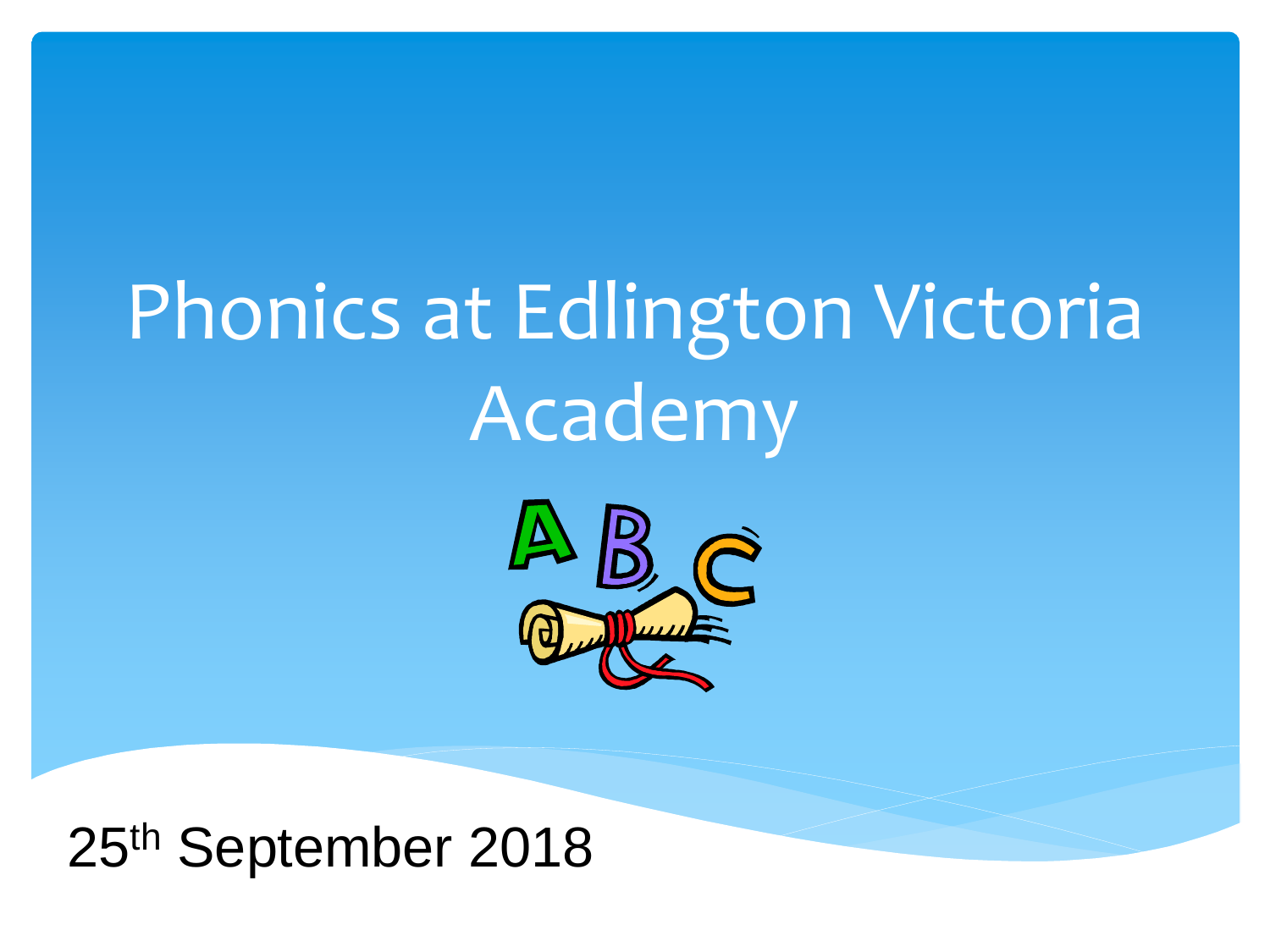# Phonics at Edlington Victoria Academy

25th September 2018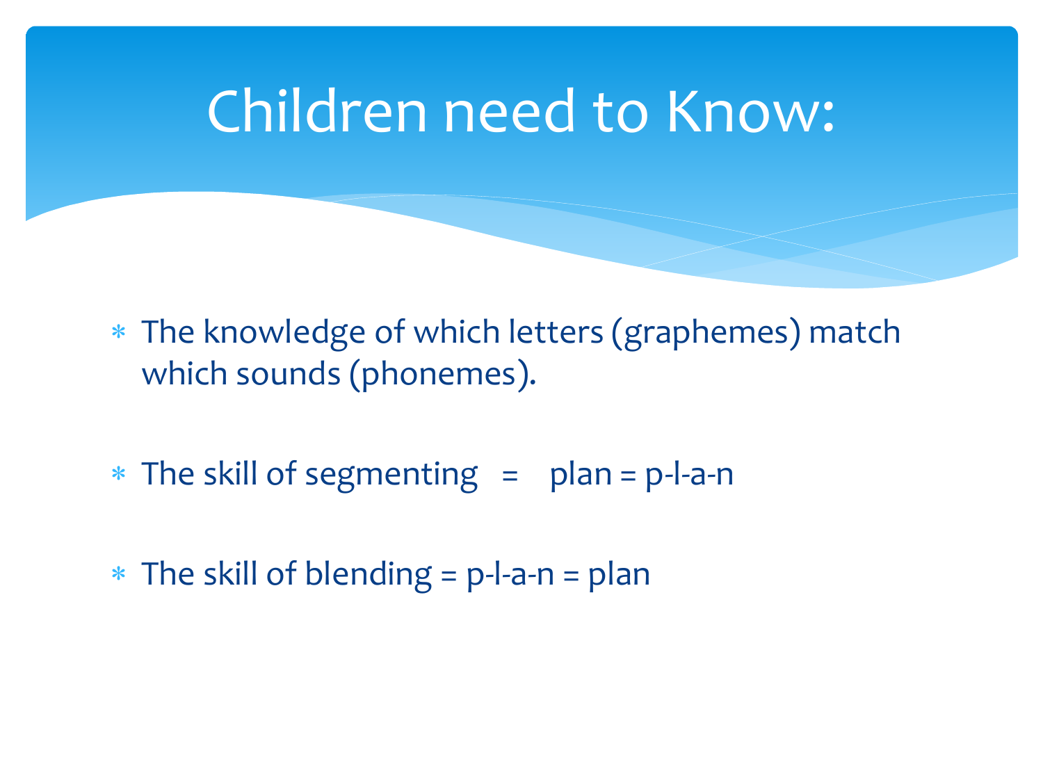# Children need to Know:

- The knowledge of which letters (graphemes) match which sounds (phonemes).
- The skill of segmenting = plan = p-l-a-n
- The skill of blending = p-l-a-n = plan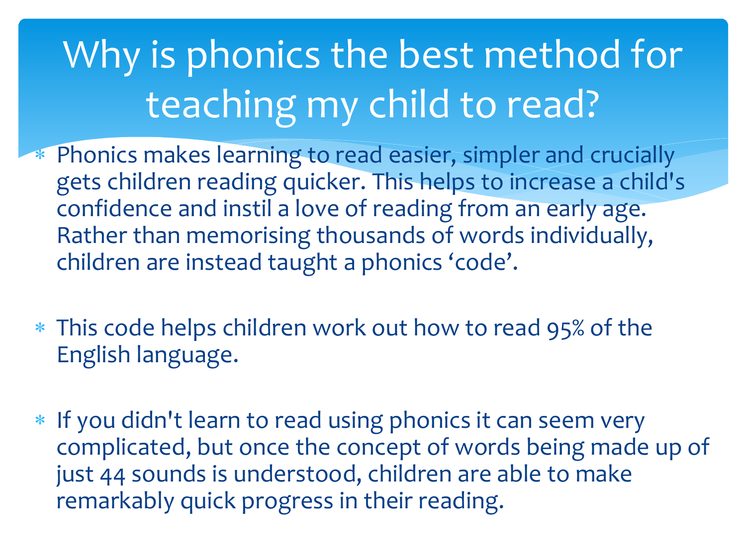# Why is phonics the best method for teaching my child to read?

- Phonics makes learning to read easier, simpler and crucially gets children reading quicker. This helps to increase a child's confidence and instil a love of reading from an early age. Rather than memorising thousands of words individually, children are instead taught a phonics 'code'.

- This code helps children work out how to read 95% of the English language.

- If you didn't learn to read using phonics it can seem very complicated, but once the concept of words being made up of just 44 sounds is understood, children are able to make remarkably quick progress in their reading.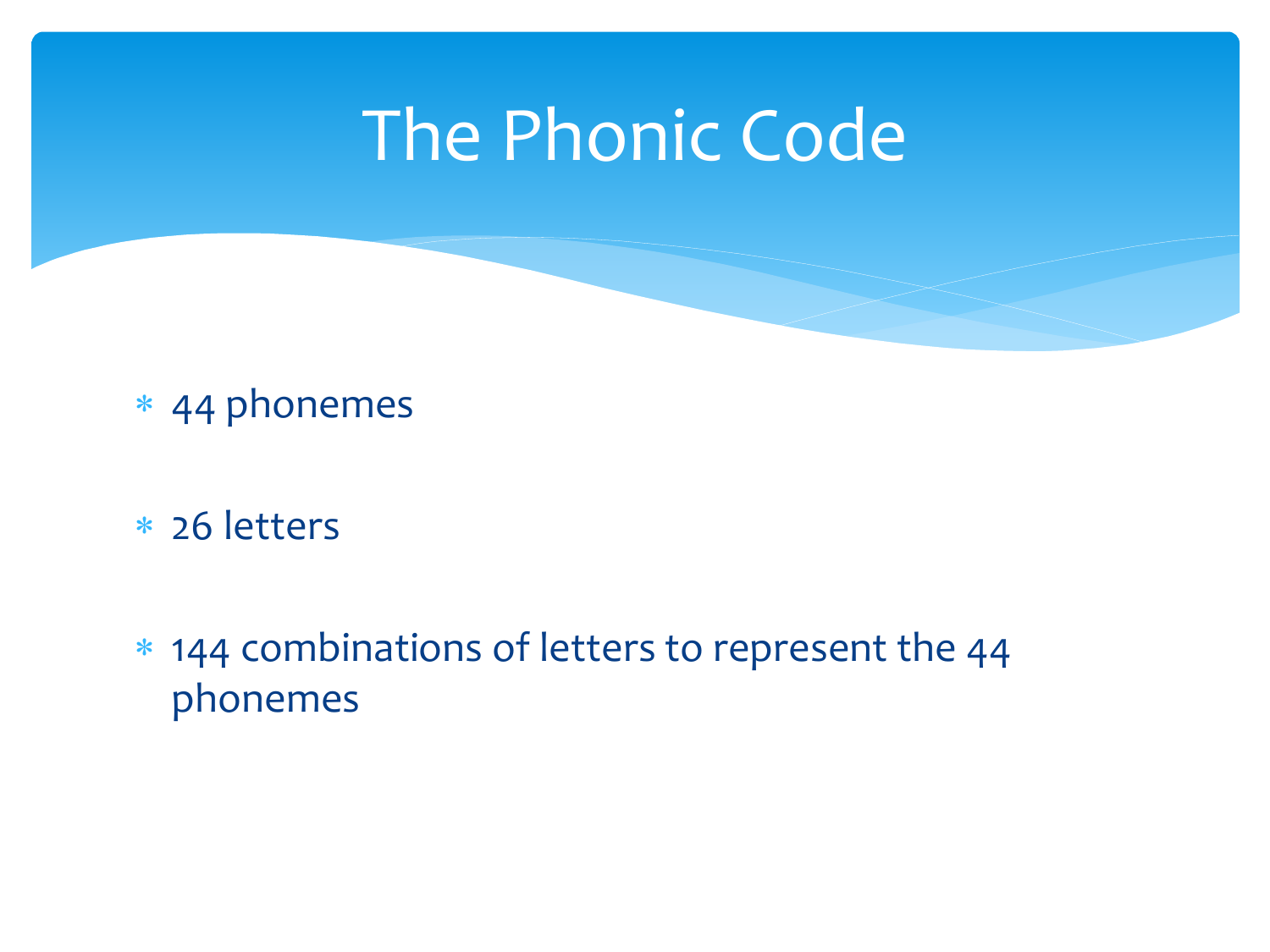# The Phonic Code

* 44 phonemes
* 26 letters
* 144 combinations of letters to represent the 44 phonemes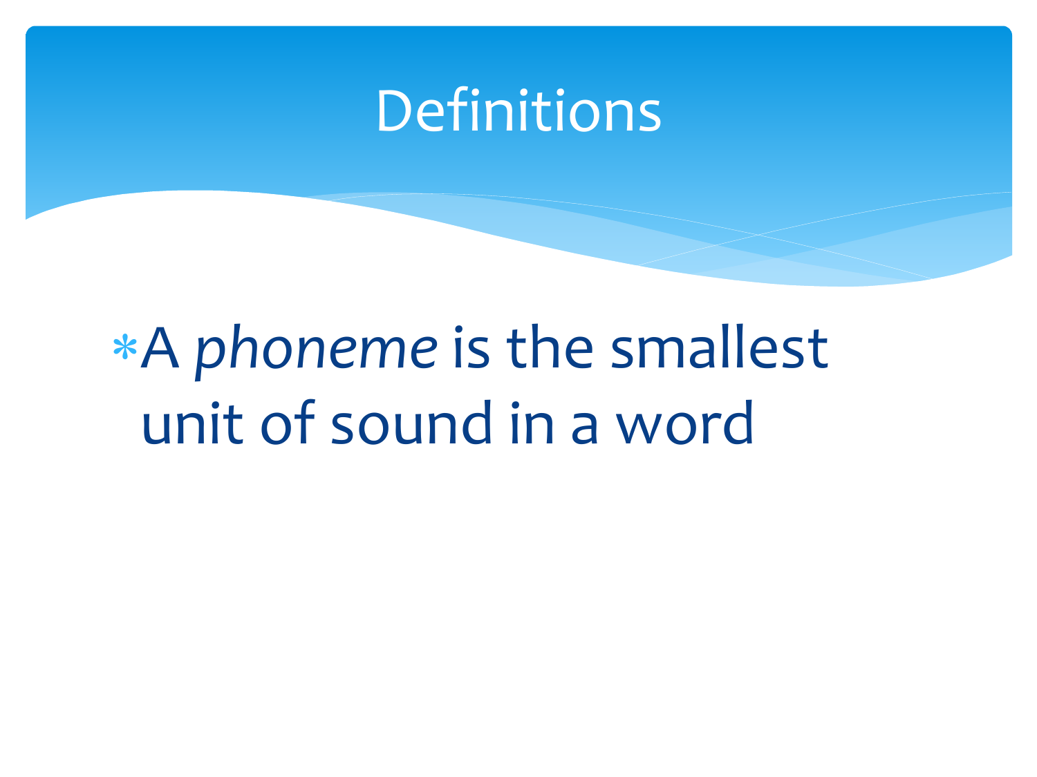# Definitions

- A *phoneme* is the smallest unit of sound in a word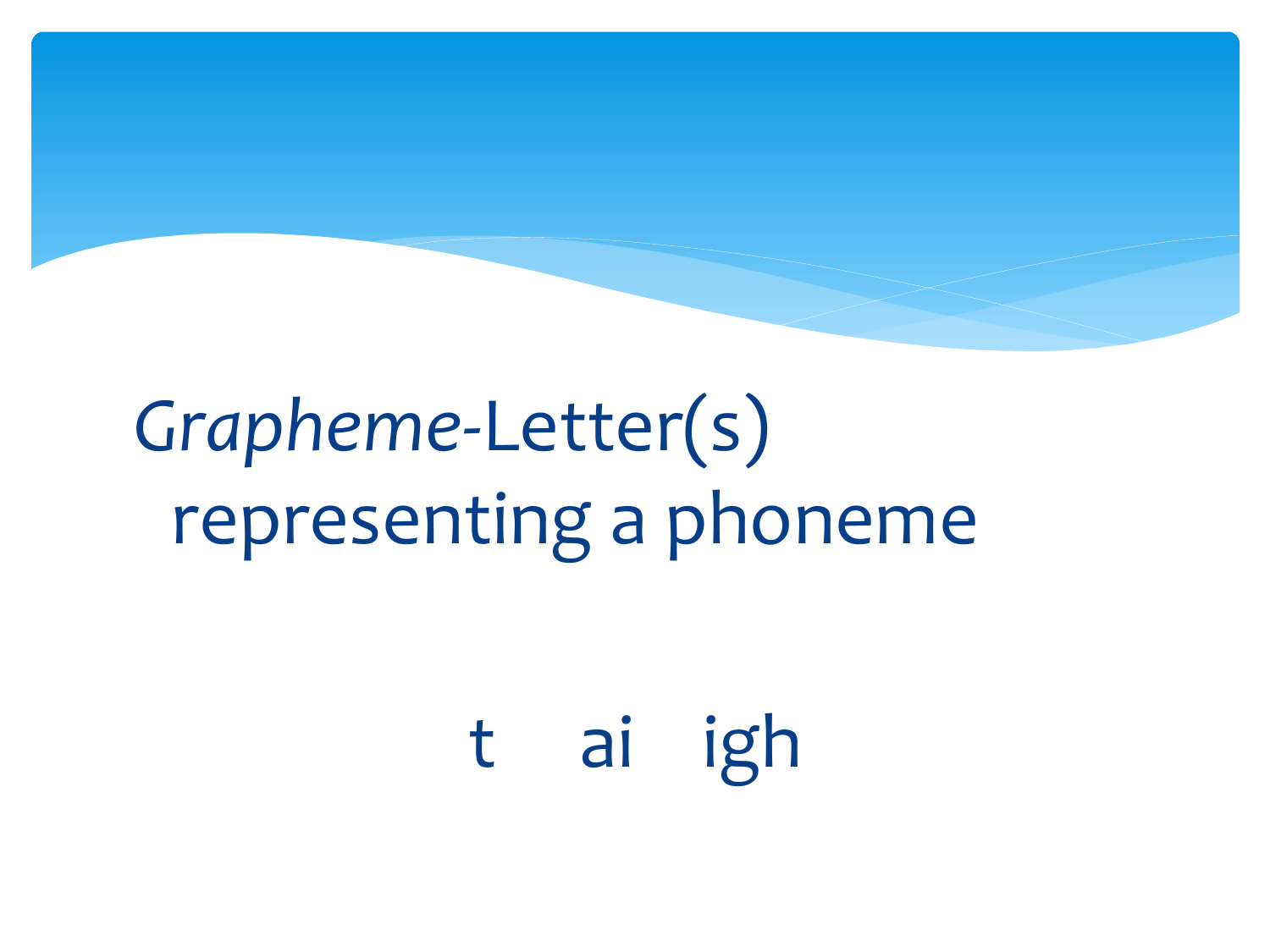*Grapheme*-Letter(s) representing a phoneme

t ai igh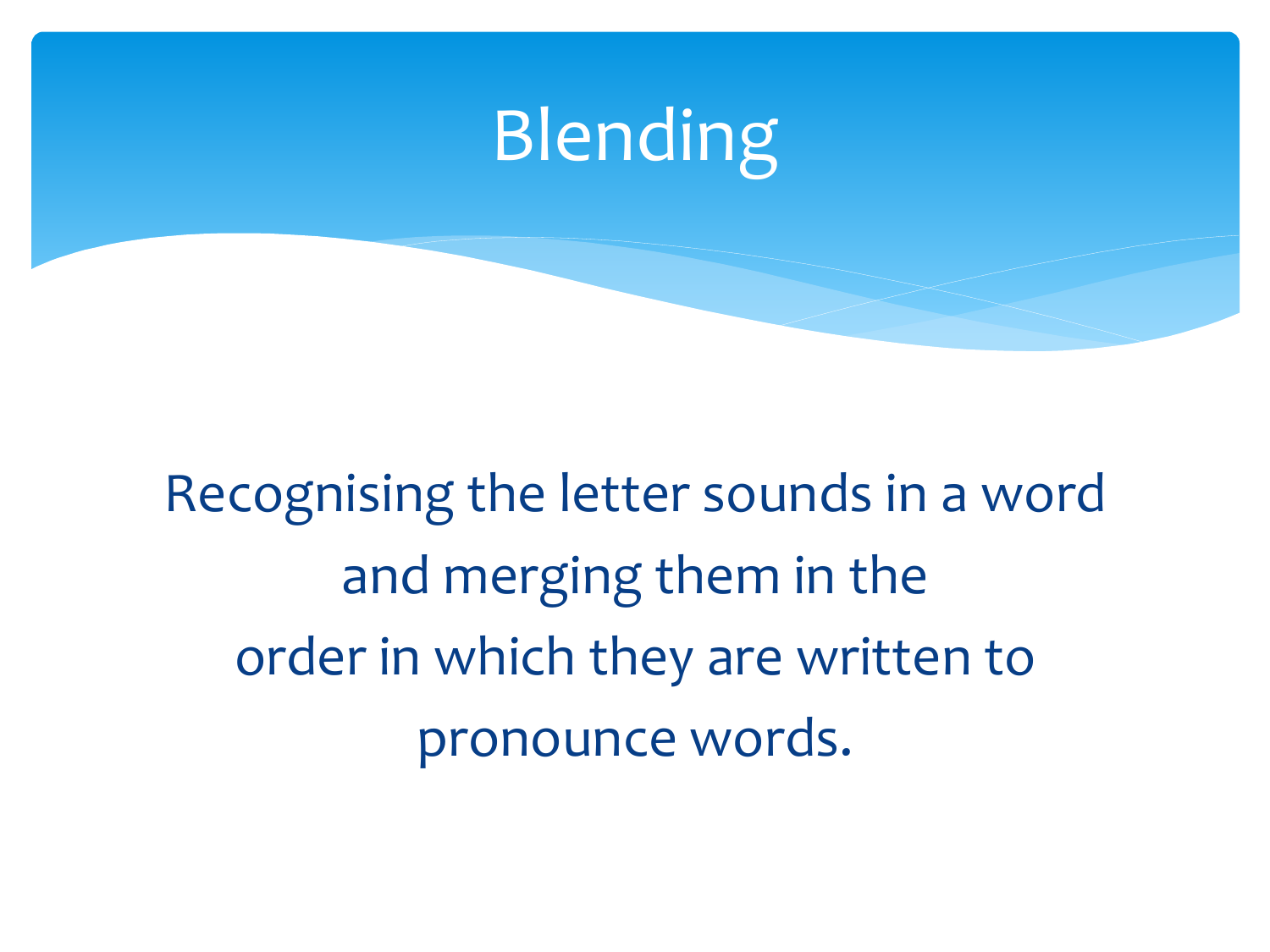# Blending

Recognising the letter sounds in a word and merging them in the order in which they are written to pronounce words.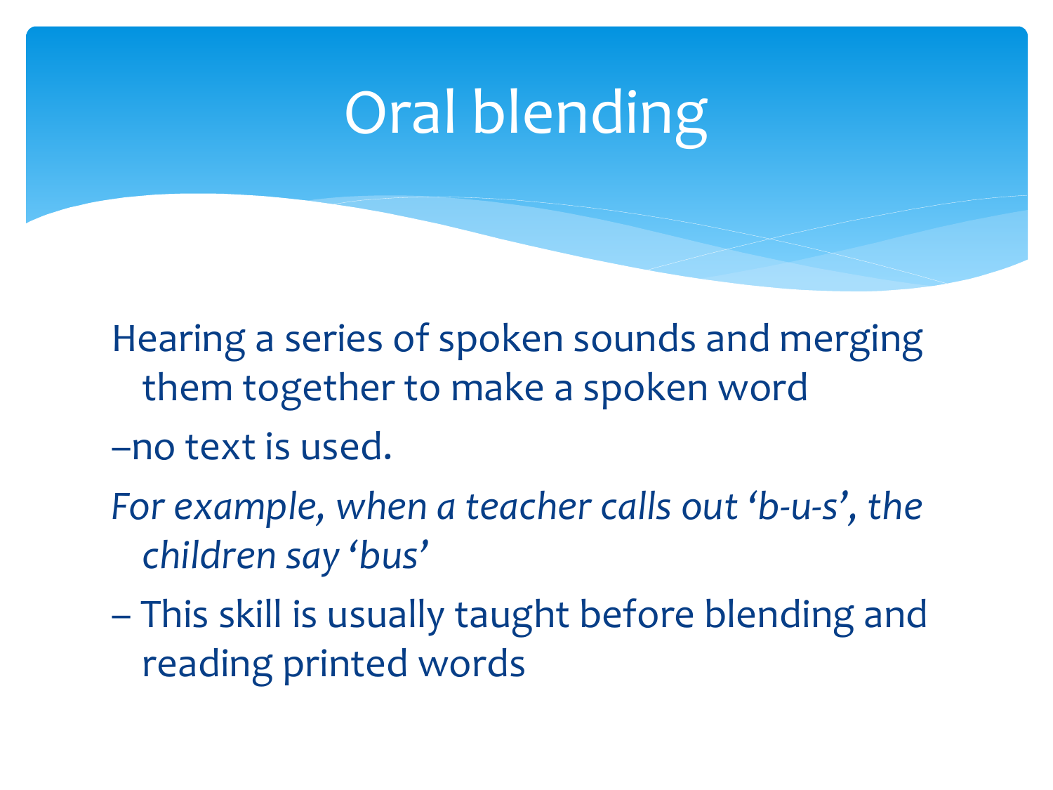# Oral blending

Hearing a series of spoken sounds and merging them together to make a spoken word

–no text is used.

*For example, when a teacher calls out 'b-u-s', the children say 'bus'*

– This skill is usually taught before blending and reading printed words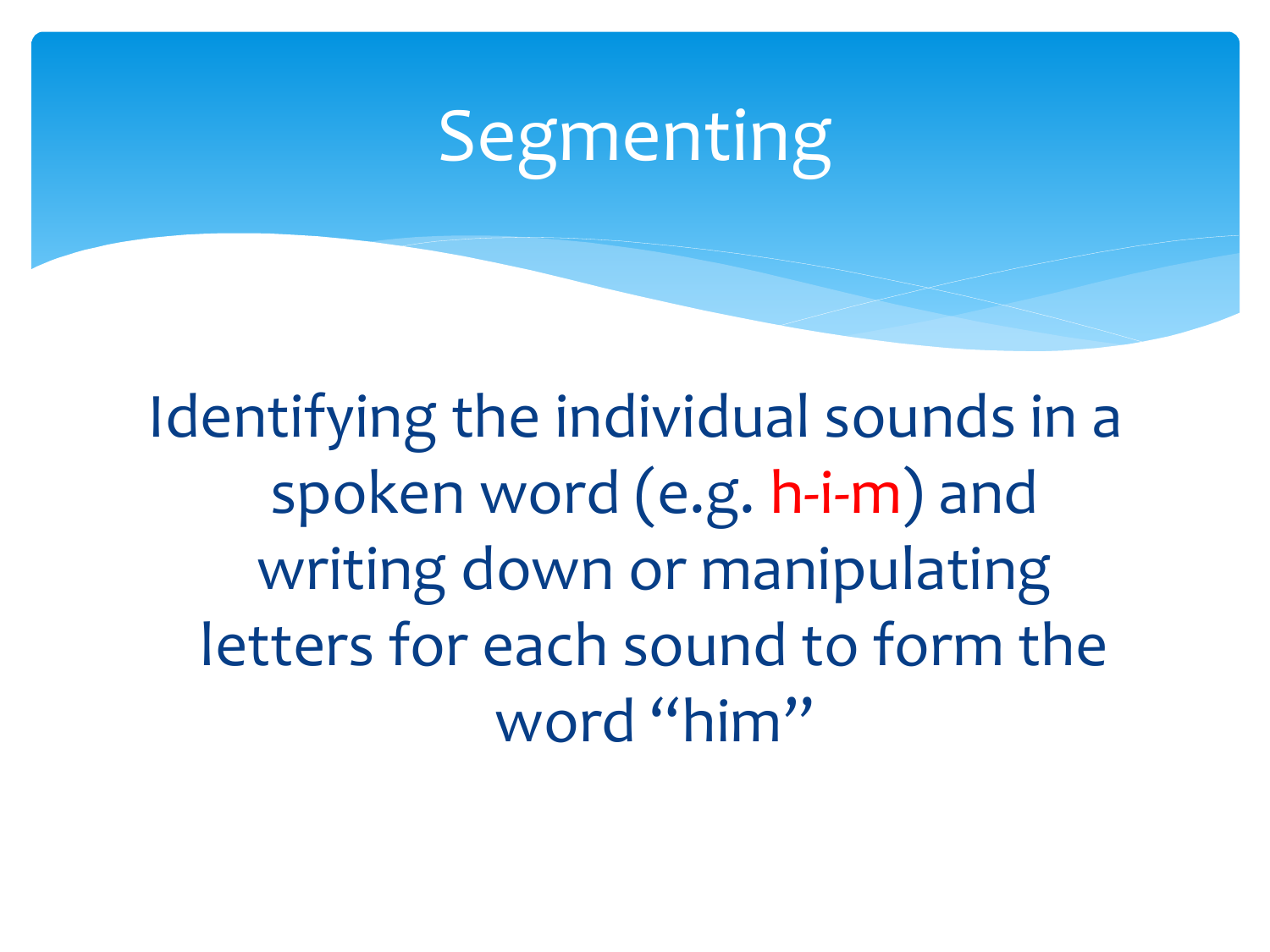# Segmenting

Identifying the individual sounds in a spoken word (e.g. h-i-m) and writing down or manipulating letters for each sound to form the word "him"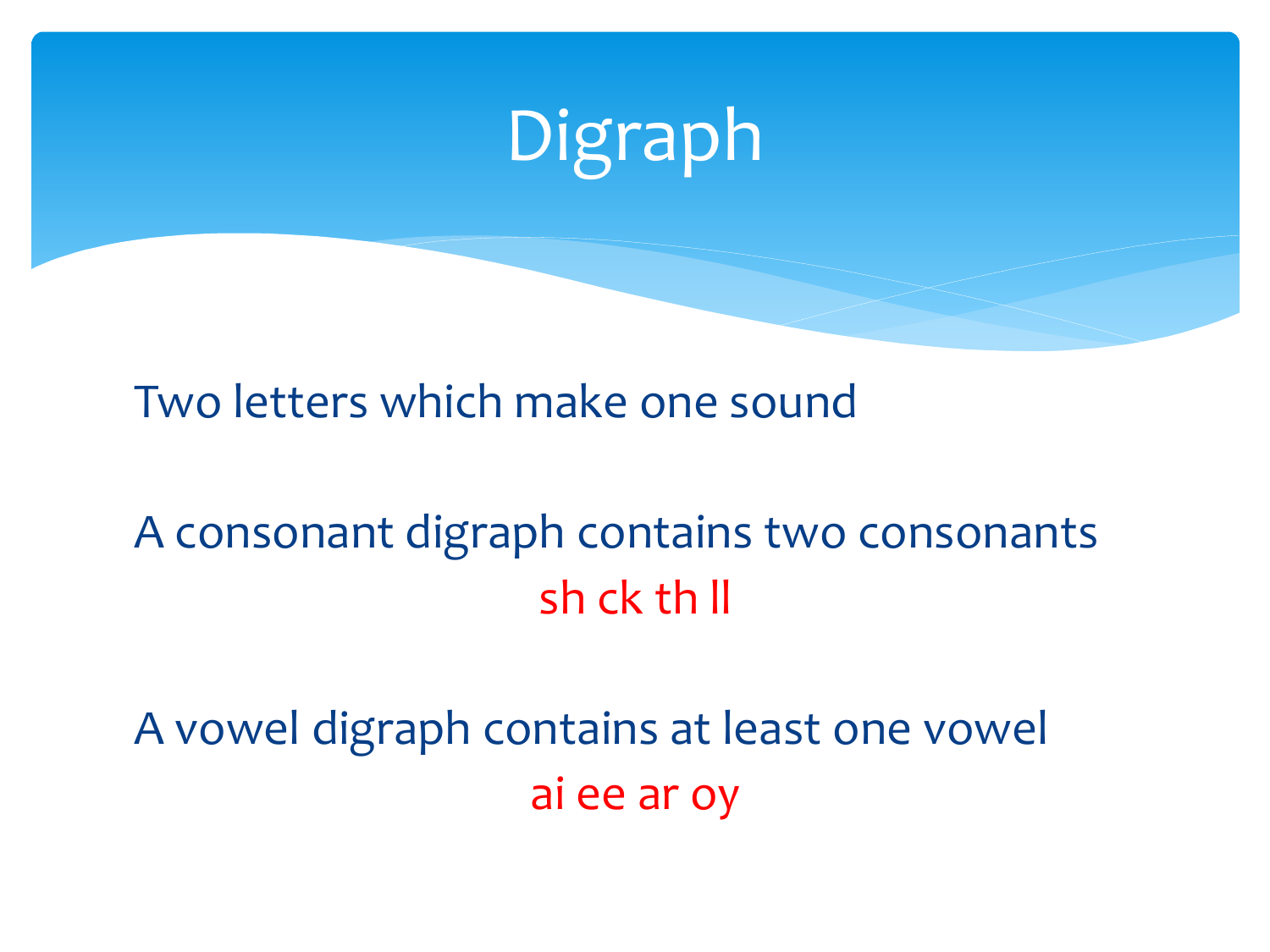# Digraph

Two letters which make one sound

A consonant digraph contains two consonants

sh ck th ll

A vowel digraph contains at least one vowel

ai ee ar oy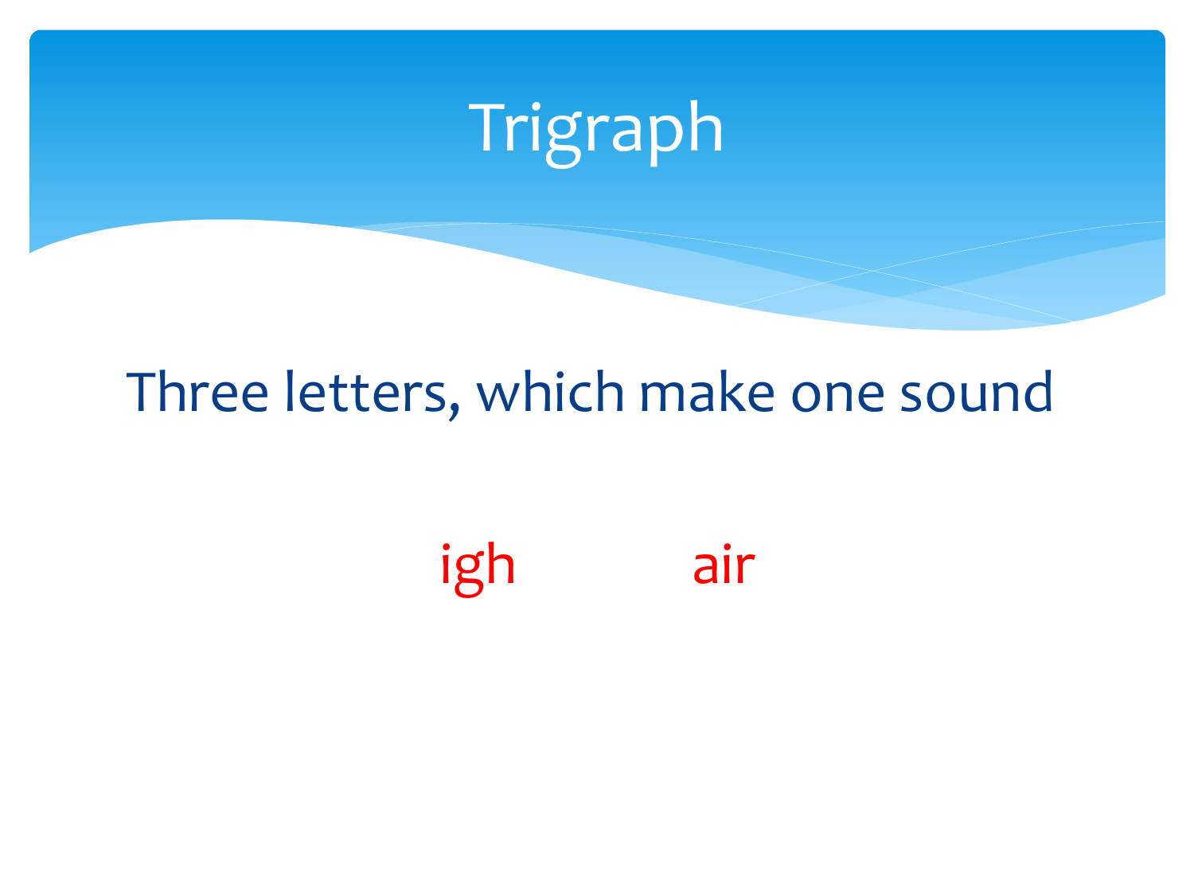# Trigraph

Three letters, which make one sound

igh air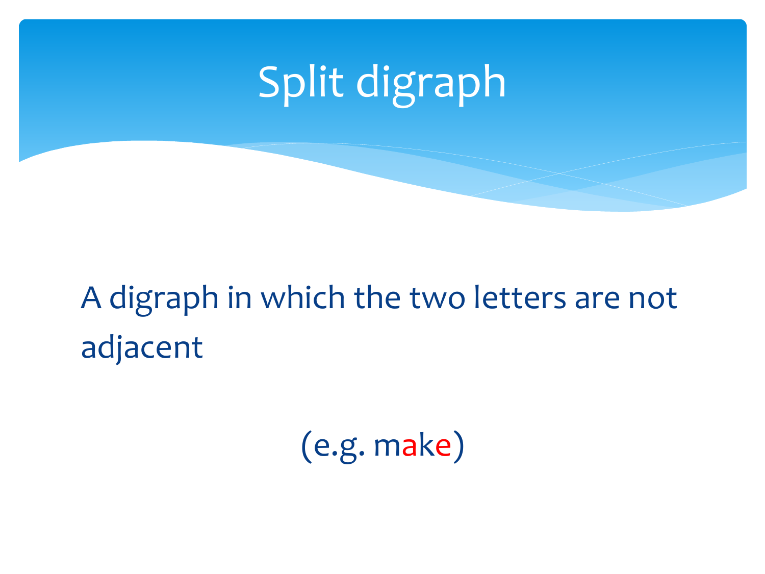# Split digraph

A digraph in which the two letters are not adjacent

(e.g. make)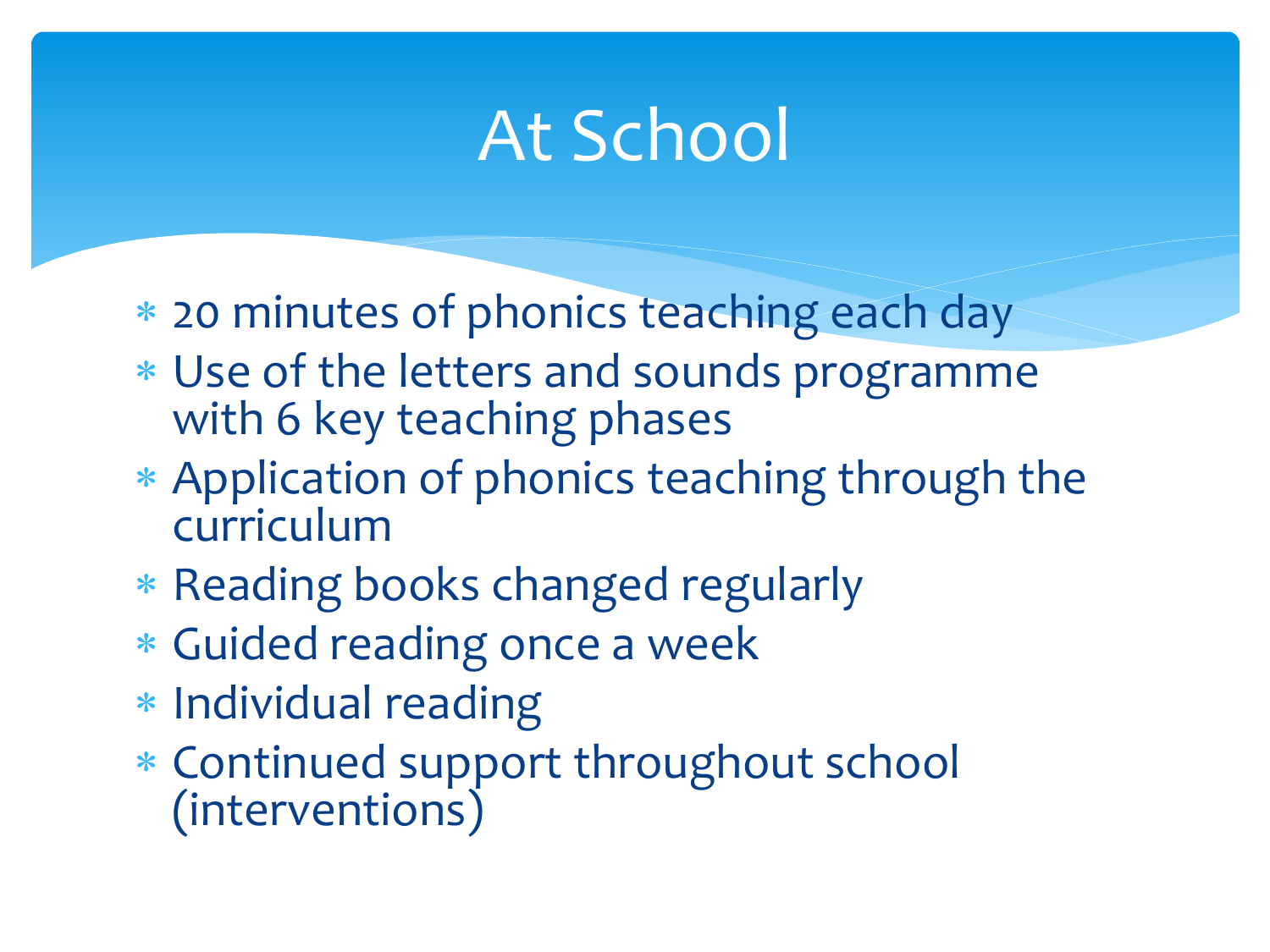# At School

- 20 minutes of phonics teaching each day
- Use of the letters and sounds programme with 6 key teaching phases
- Application of phonics teaching through the curriculum
- Reading books changed regularly
- Guided reading once a week
- Individual reading
- Continued support throughout school (interventions)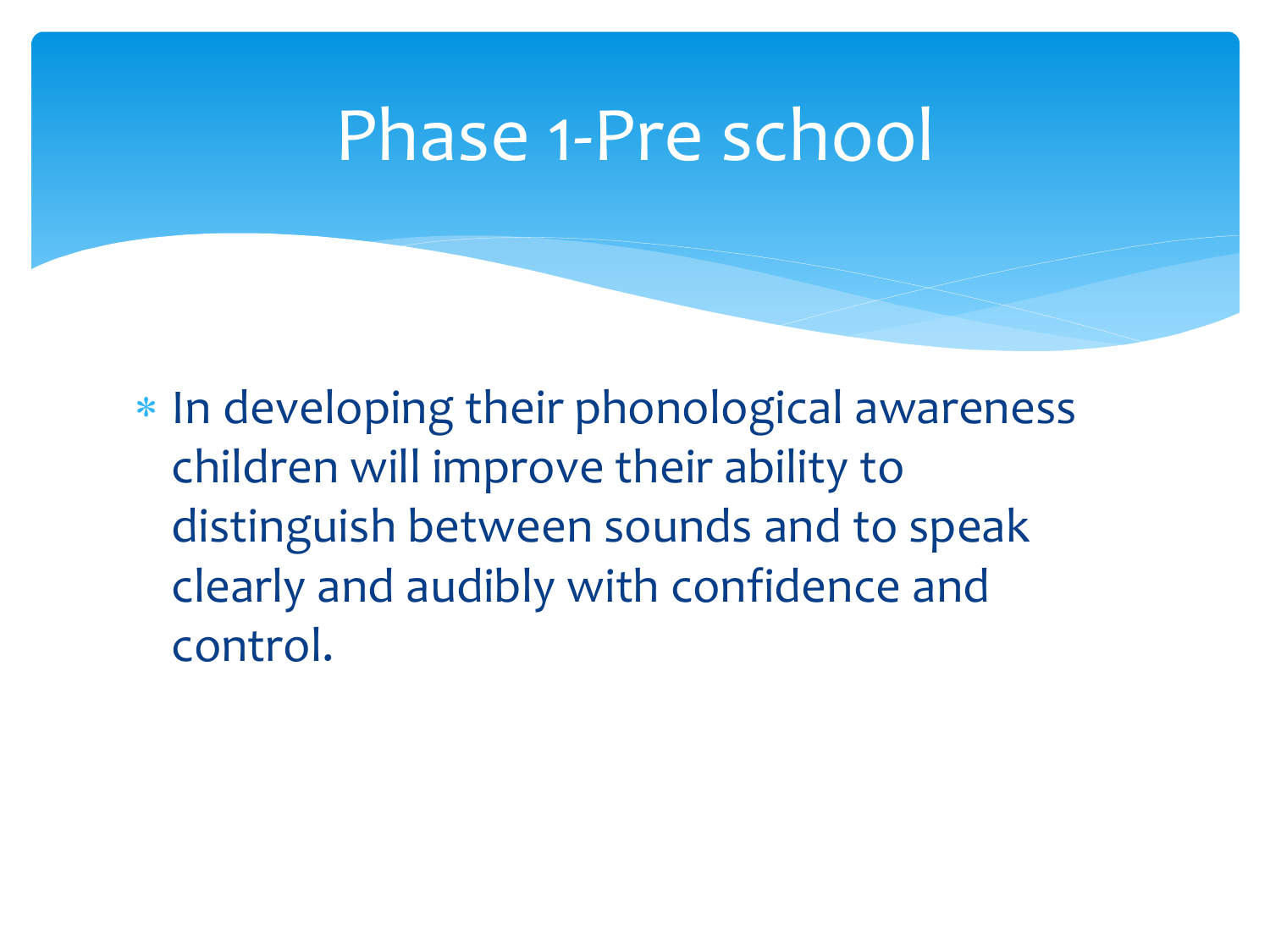# Phase 1-Pre school

- In developing their phonological awareness children will improve their ability to distinguish between sounds and to speak clearly and audibly with confidence and control.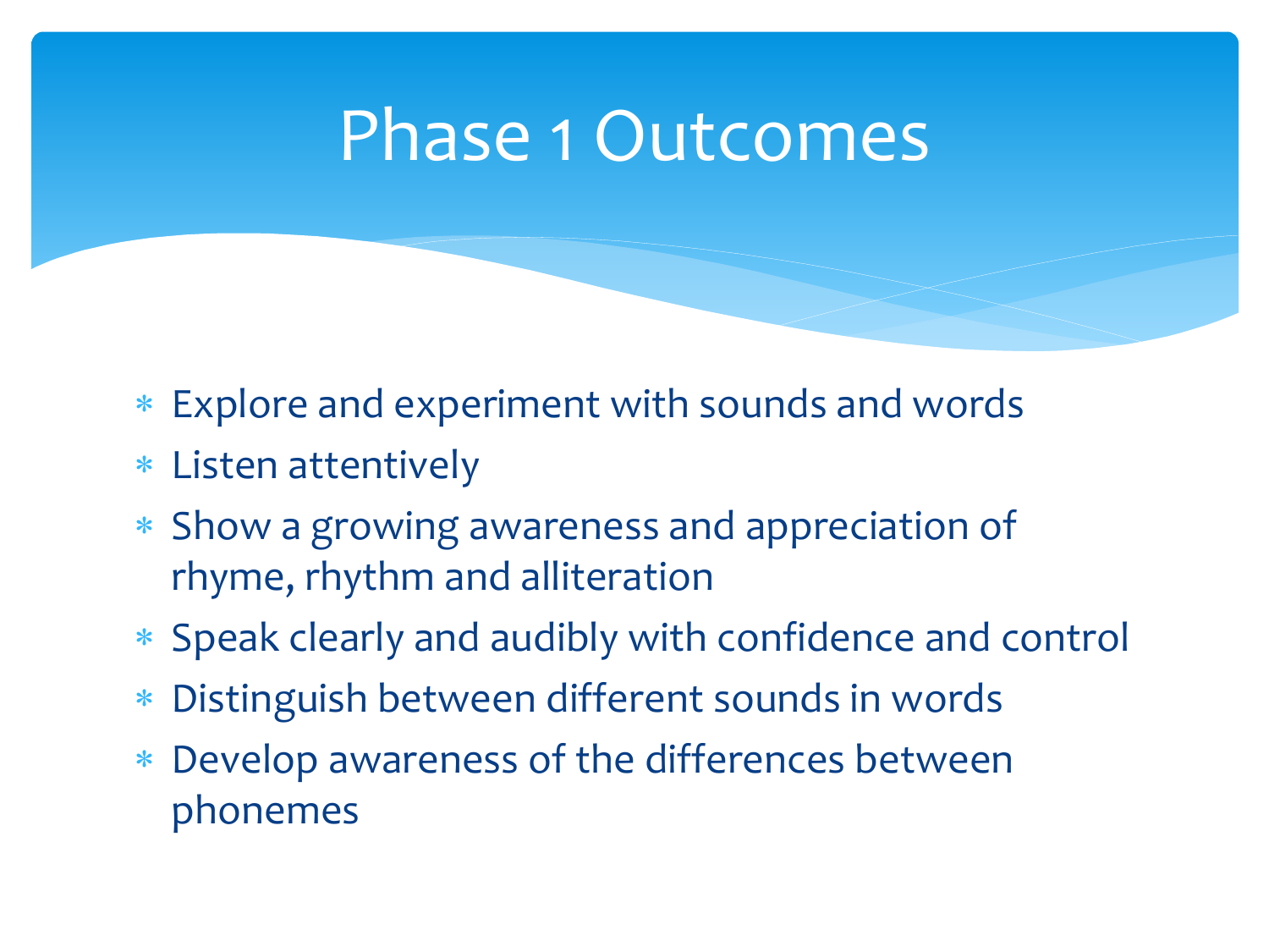# Phase 1 Outcomes

- Explore and experiment with sounds and words
- Listen attentively
- Show a growing awareness and appreciation of rhyme, rhythm and alliteration
- Speak clearly and audibly with confidence and control
- Distinguish between different sounds in words
- Develop awareness of the differences between phonemes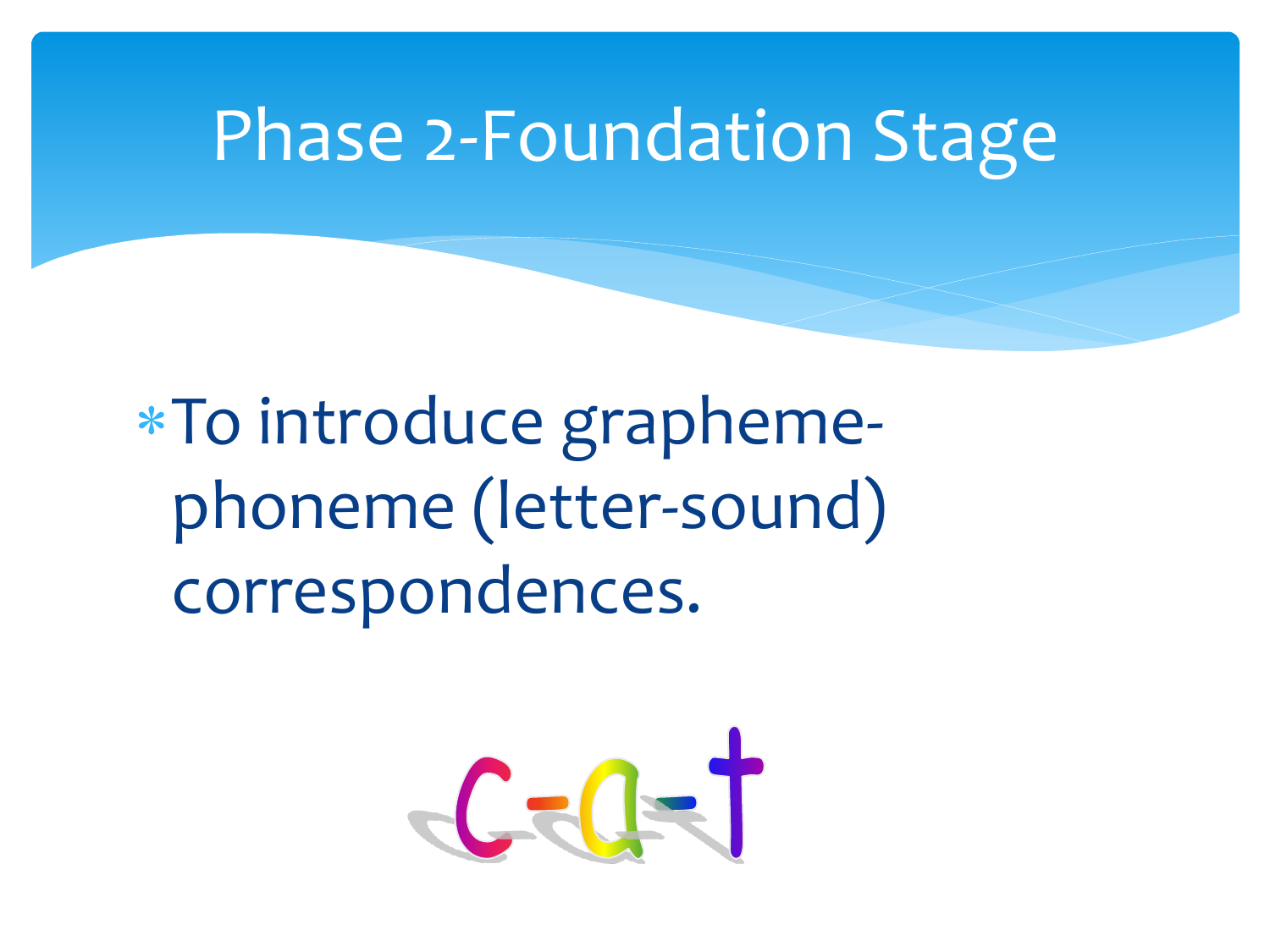# Phase 2-Foundation Stage

- To introduce grapheme-phoneme (letter-sound) correspondences.

c-a-t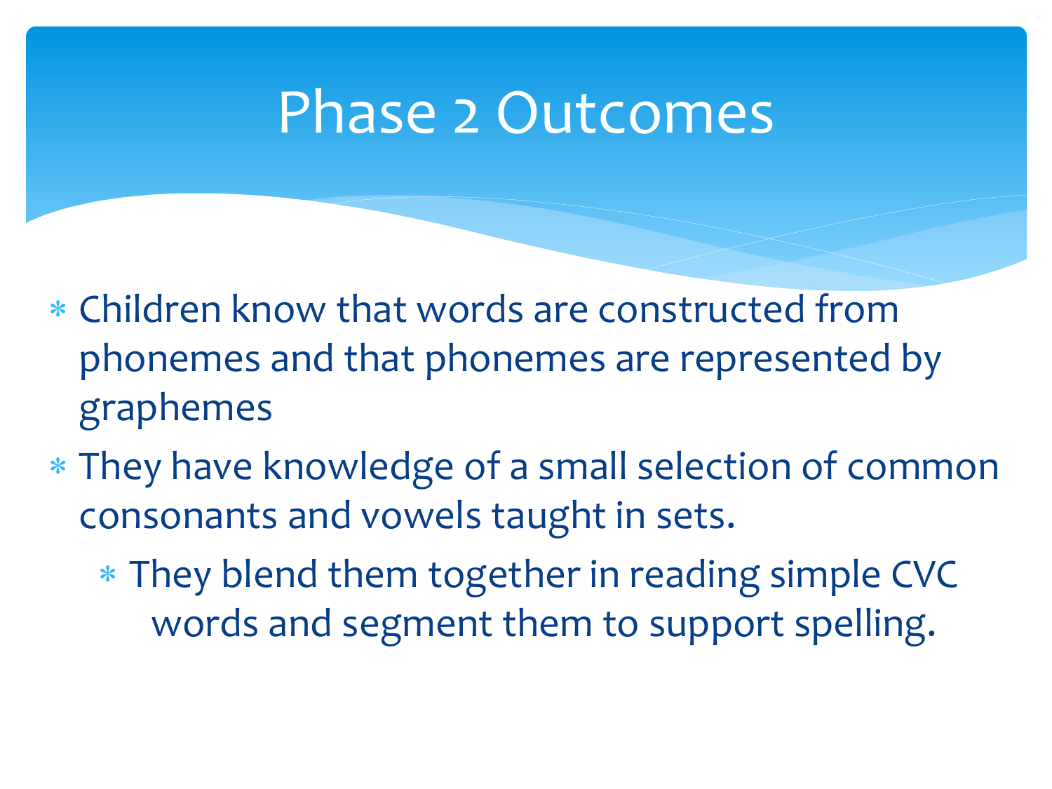# Phase 2 Outcomes

- Children know that words are constructed from phonemes and that phonemes are represented by graphemes
- They have knowledge of a small selection of common consonants and vowels taught in sets.
  - They blend them together in reading simple CVC words and segment them to support spelling.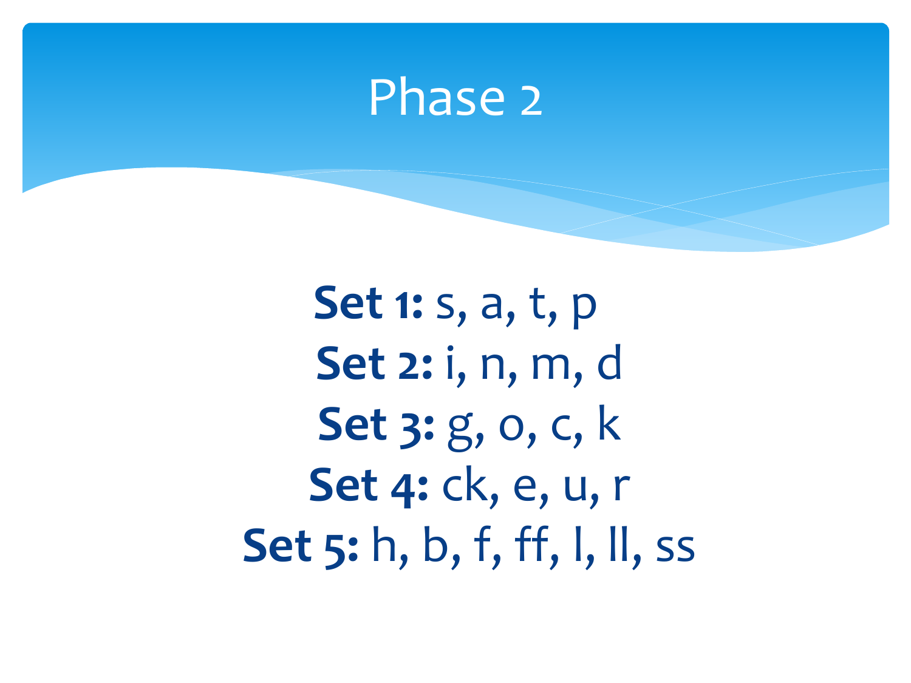# Phase 2

**Set 1:** s, a, t, p

**Set 2:** i, n, m, d

**Set 3:** g, o, c, k

**Set 4:** ck, e, u, r

**Set 5:** h, b, f, ff, l, ll, ss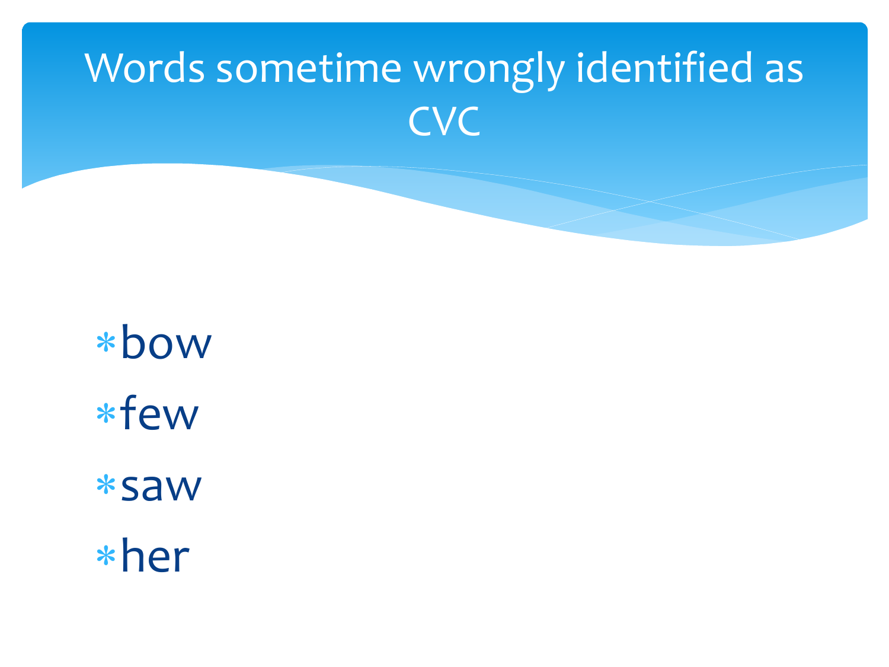# Words sometime wrongly identified as CVC

- bow
- few
- saw
- her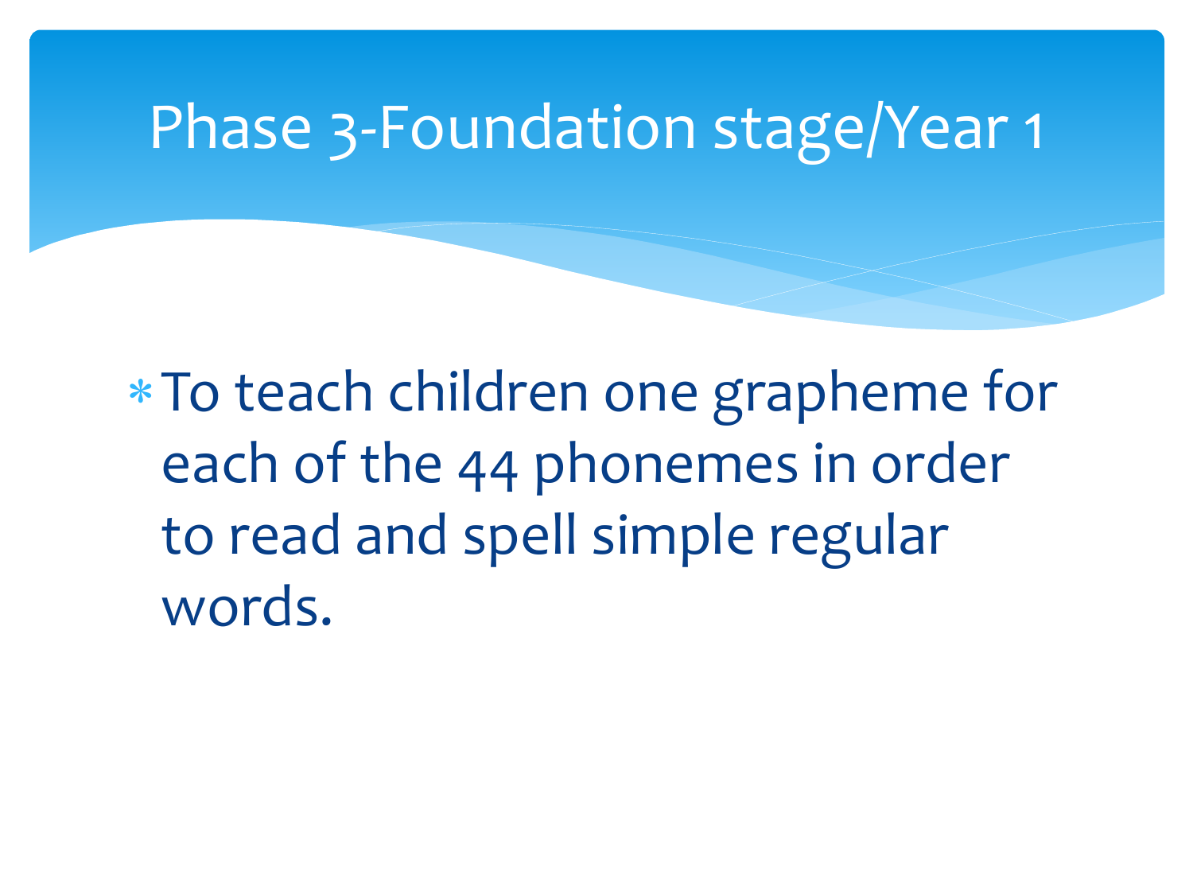# Phase 3-Foundation stage/Year 1

- To teach children one grapheme for each of the 44 phonemes in order to read and spell simple regular words.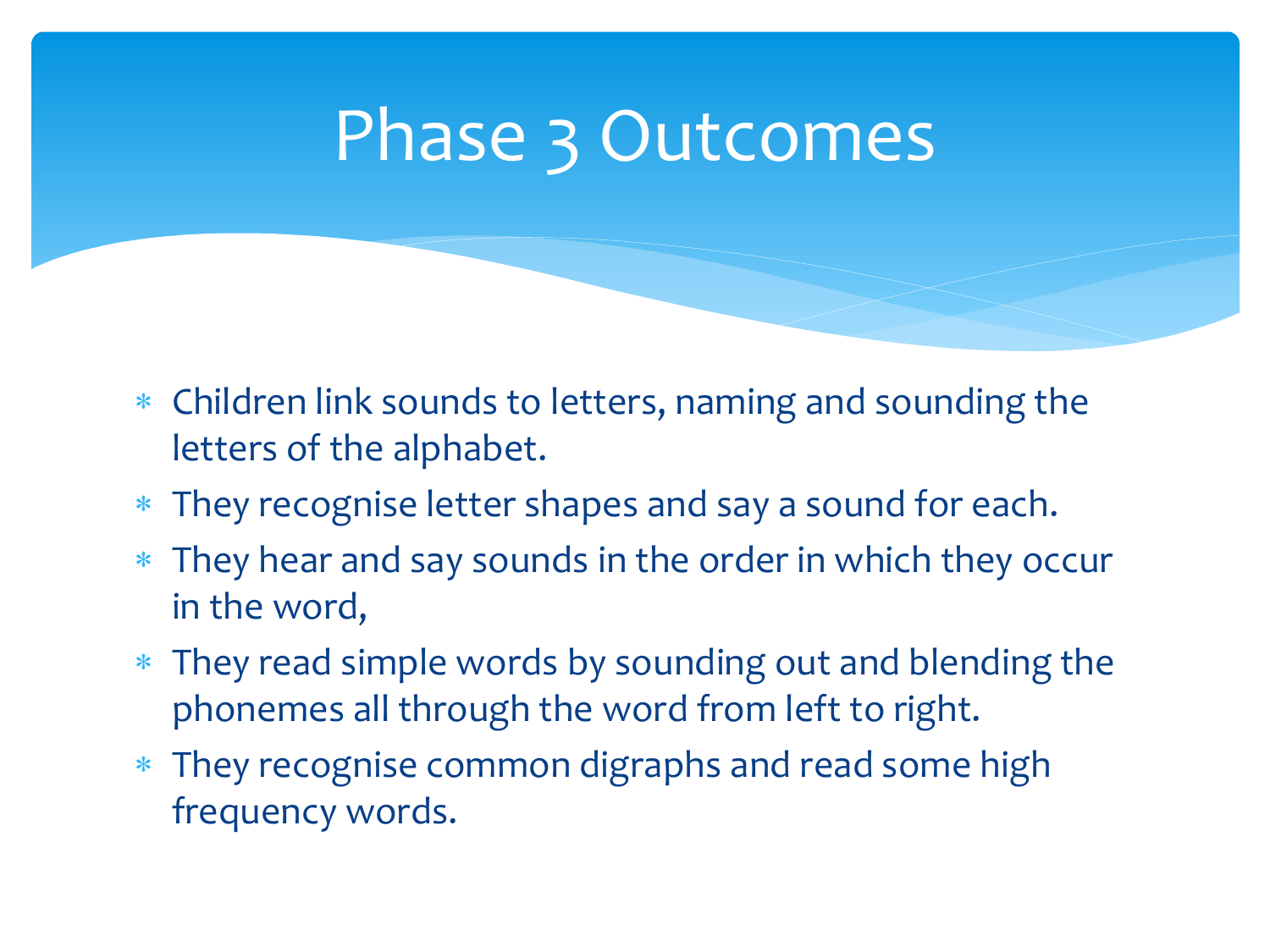# Phase 3 Outcomes

- Children link sounds to letters, naming and sounding the letters of the alphabet.
- They recognise letter shapes and say a sound for each.
- They hear and say sounds in the order in which they occur in the word,
- They read simple words by sounding out and blending the phonemes all through the word from left to right.
- They recognise common digraphs and read some high frequency words.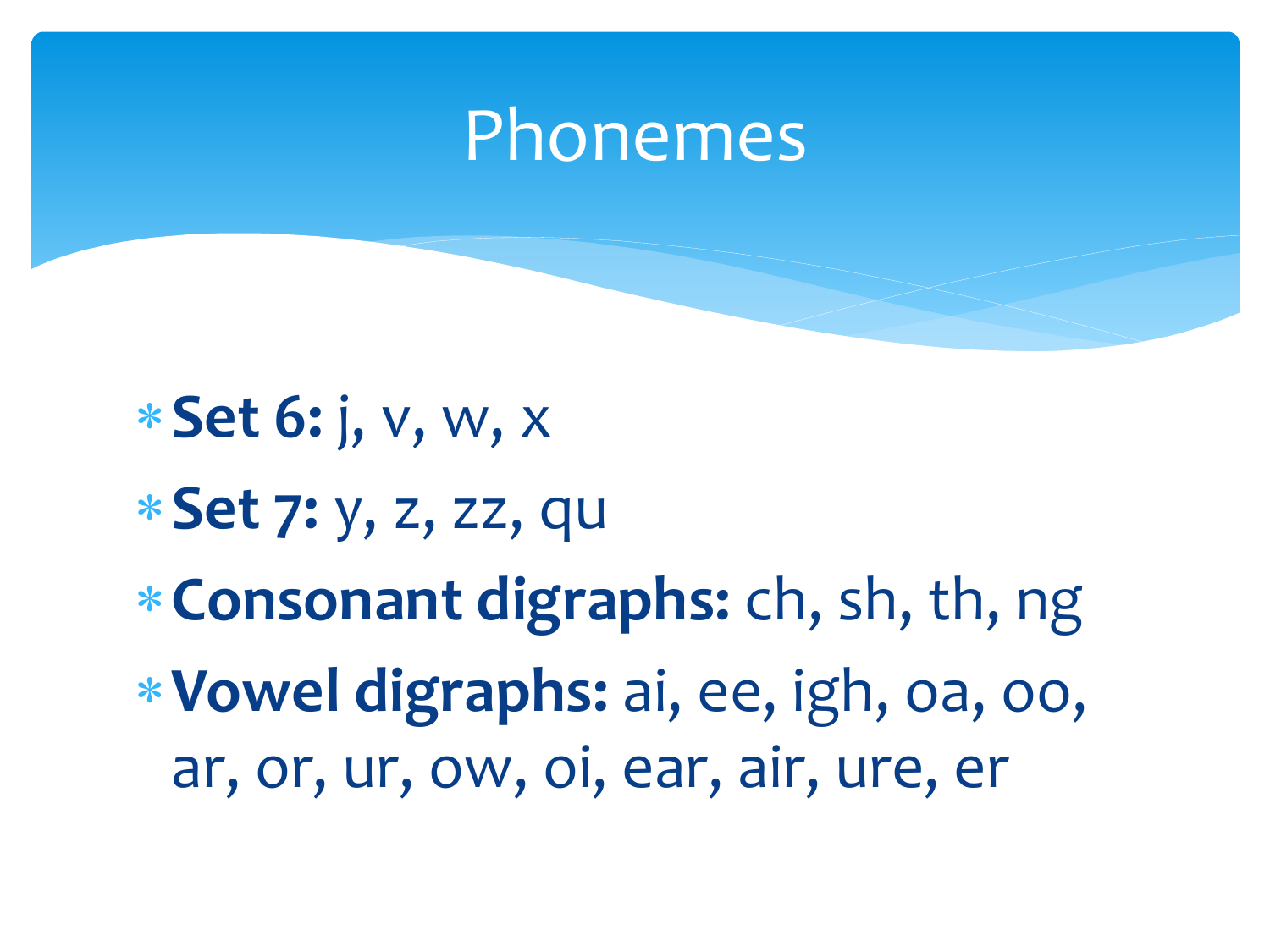# Phonemes

- **Set 6:** j, v, w, x
- **Set 7:** y, z, zz, qu
- **Consonant digraphs:** ch, sh, th, ng
- **Vowel digraphs:** ai, ee, igh, oa, oo, ar, or, ur, ow, oi, ear, air, ure, er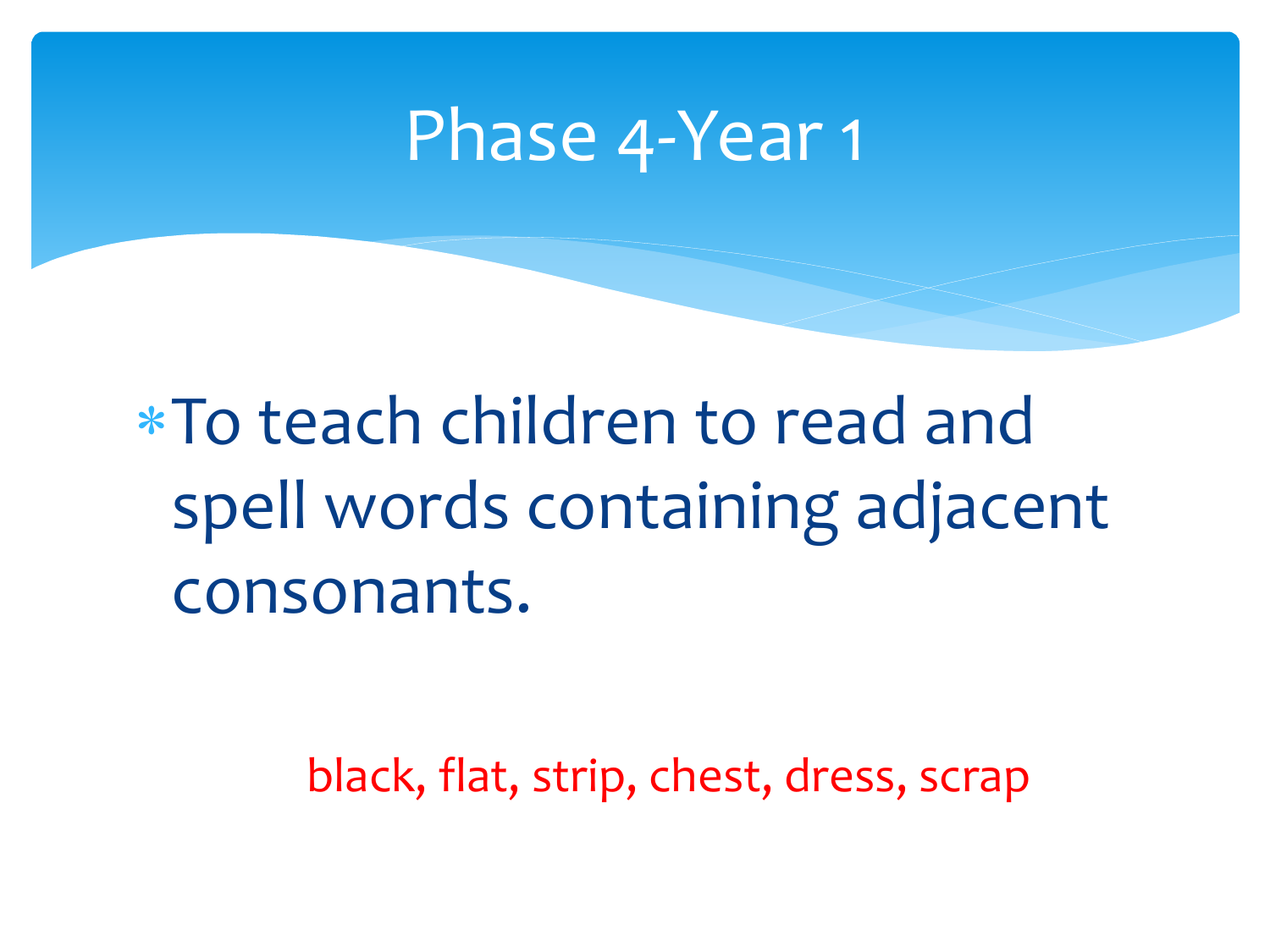# Phase 4-Year 1

- To teach children to read and spell words containing adjacent consonants.

black, flat, strip, chest, dress, scrap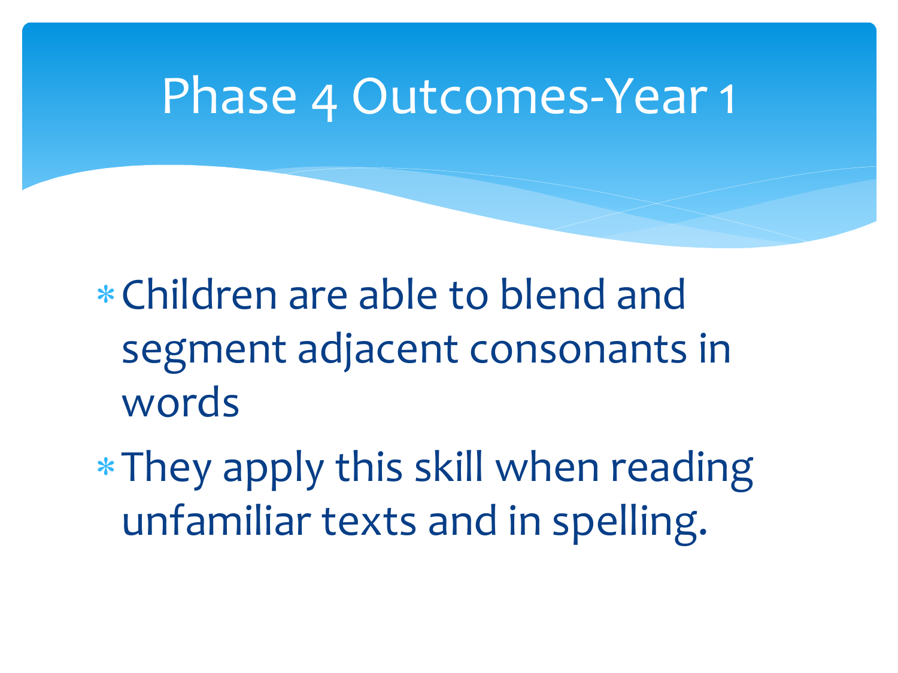# Phase 4 Outcomes-Year 1

- Children are able to blend and segment adjacent consonants in words
- They apply this skill when reading unfamiliar texts and in spelling.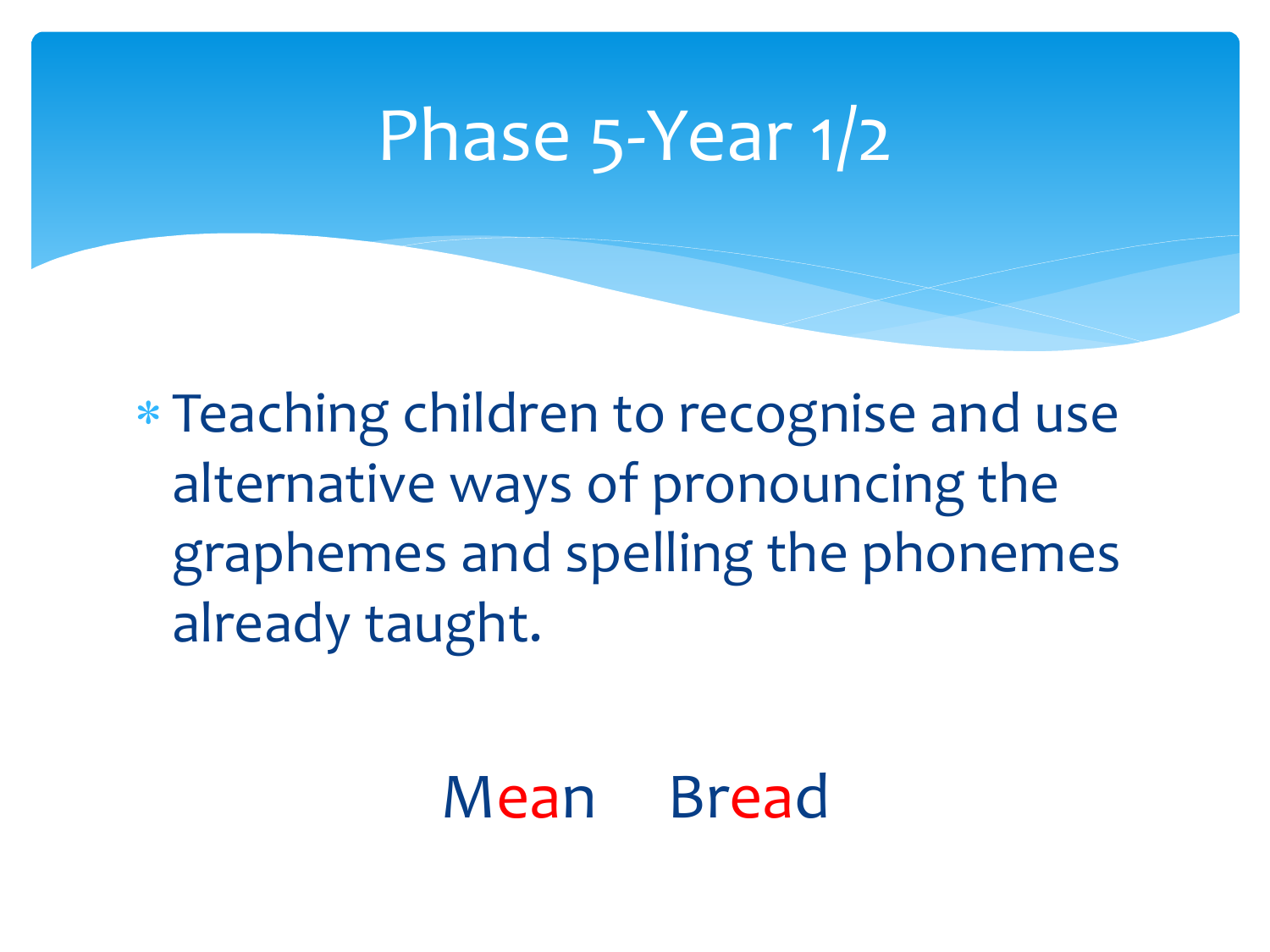# Phase 5-Year 1/2

- Teaching children to recognise and use alternative ways of pronouncing the graphemes and spelling the phonemes already taught.

Mean Bread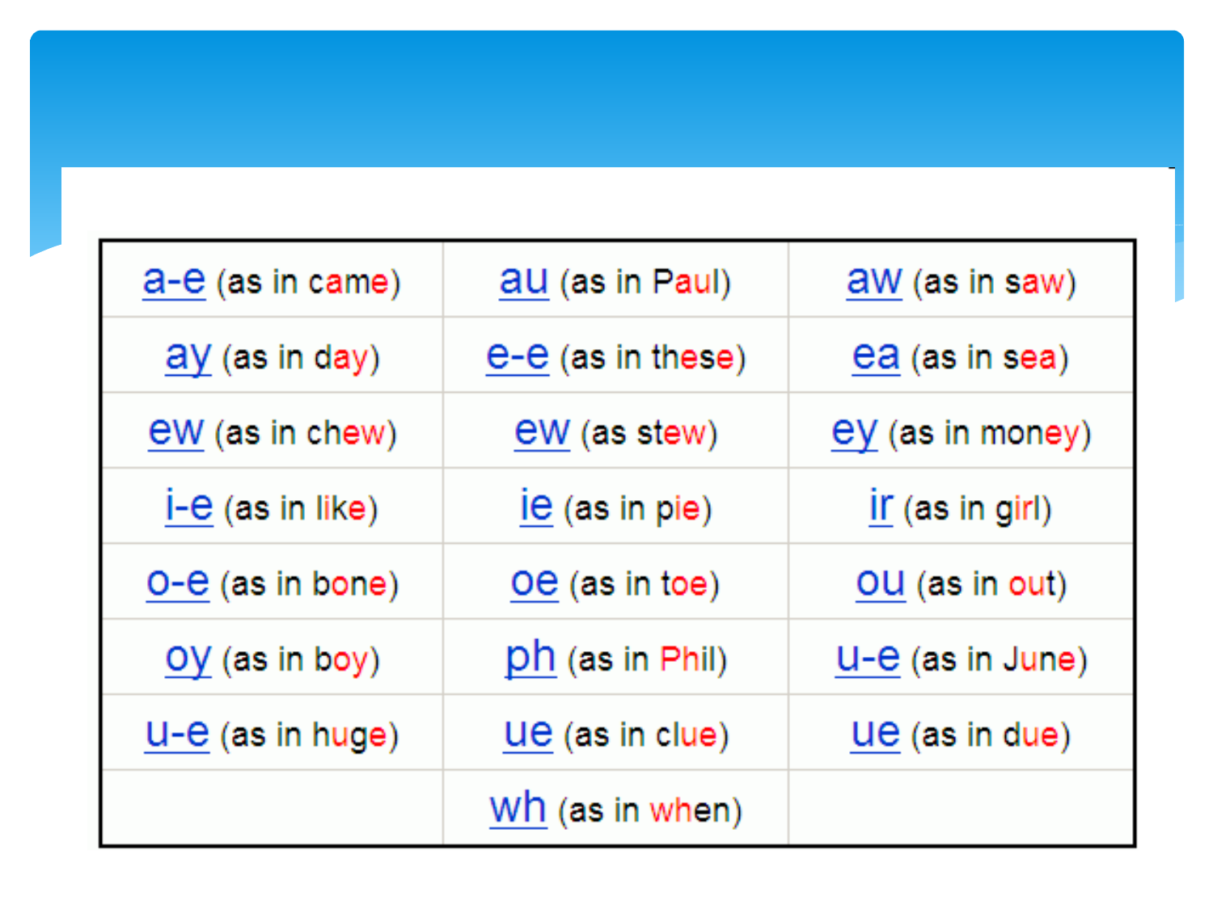| | | |
|---|---|---|
| a-e (as in came) | au (as in Paul) | aw (as in saw) |
| ay (as in day) | e-e (as in these) | ea (as in sea) |
| ew (as in chew) | ew (as stew) | ey (as in money) |
| i-e (as in like) | ie (as in pie) | ir (as in girl) |
| o-e (as in bone) | oe (as in toe) | ou (as in out) |
| oy (as in boy) | ph (as in Phil) | u-e (as in June) |
| u-e (as in huge) | ue (as in clue) | ue (as in due) |
| | wh (as in when) | |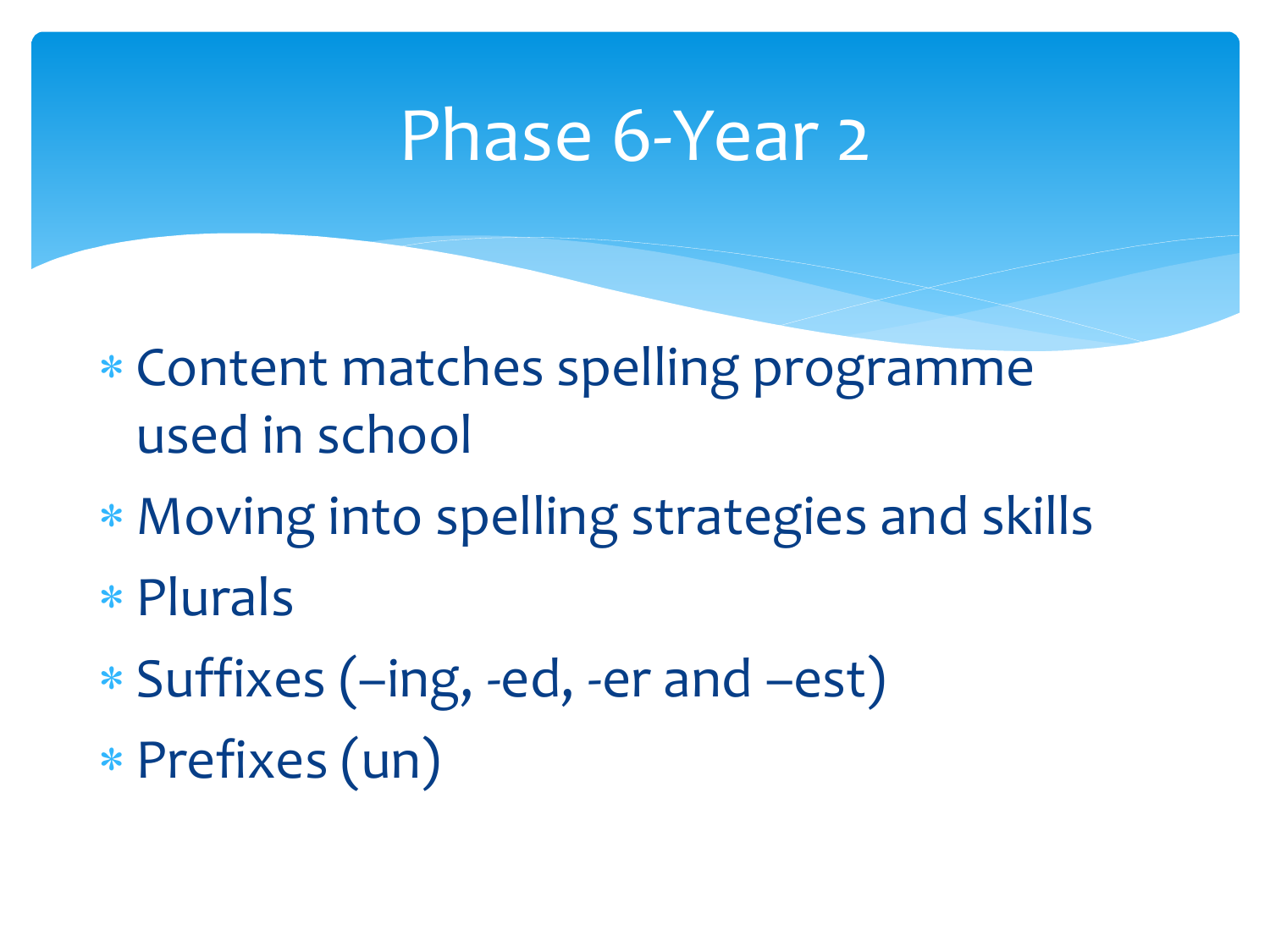# Phase 6-Year 2

* Content matches spelling programme used in school
* Moving into spelling strategies and skills
* Plurals
* Suffixes (–ing, -ed, -er and –est)
* Prefixes (un)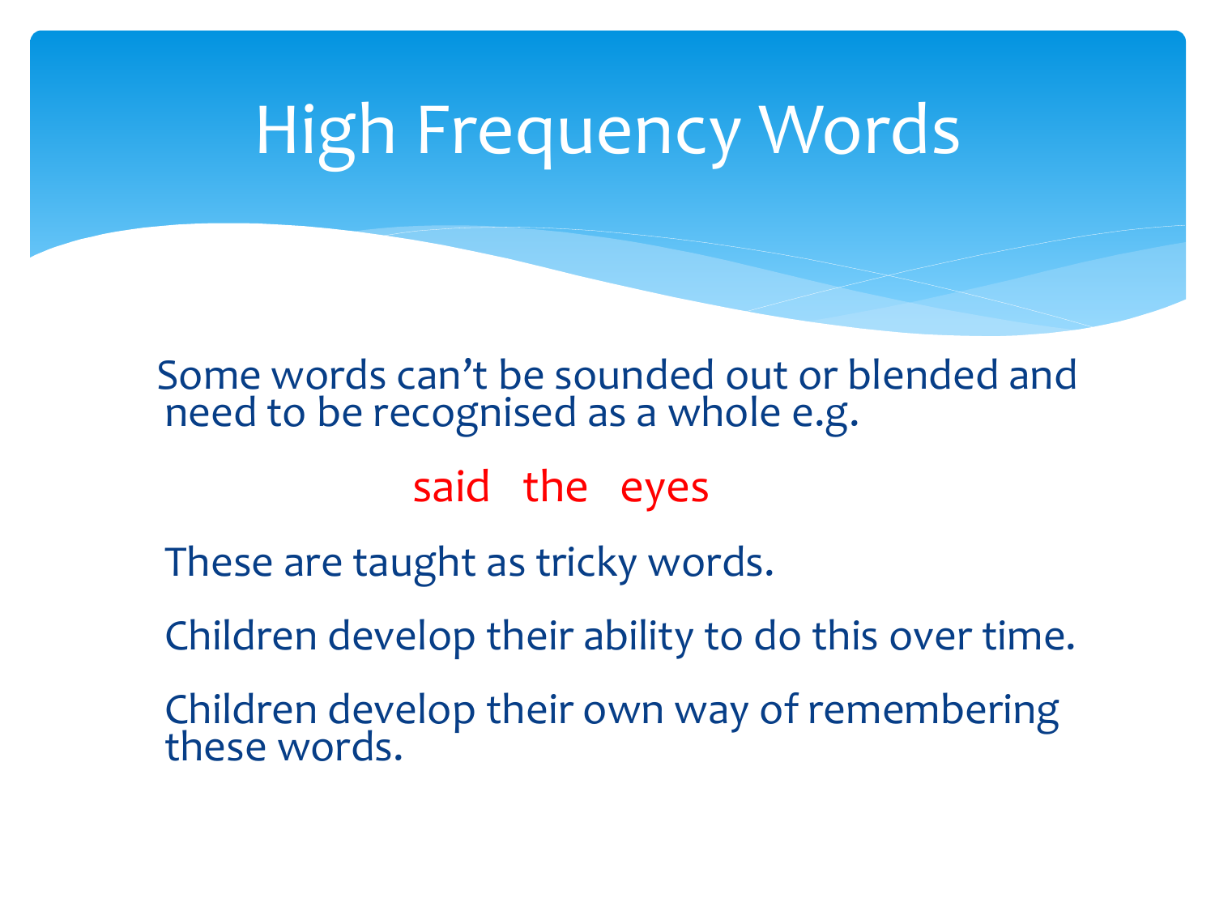# High Frequency Words

Some words can't be sounded out or blended and need to be recognised as a whole e.g.

said the eyes

These are taught as tricky words.

Children develop their ability to do this over time.

Children develop their own way of remembering these words.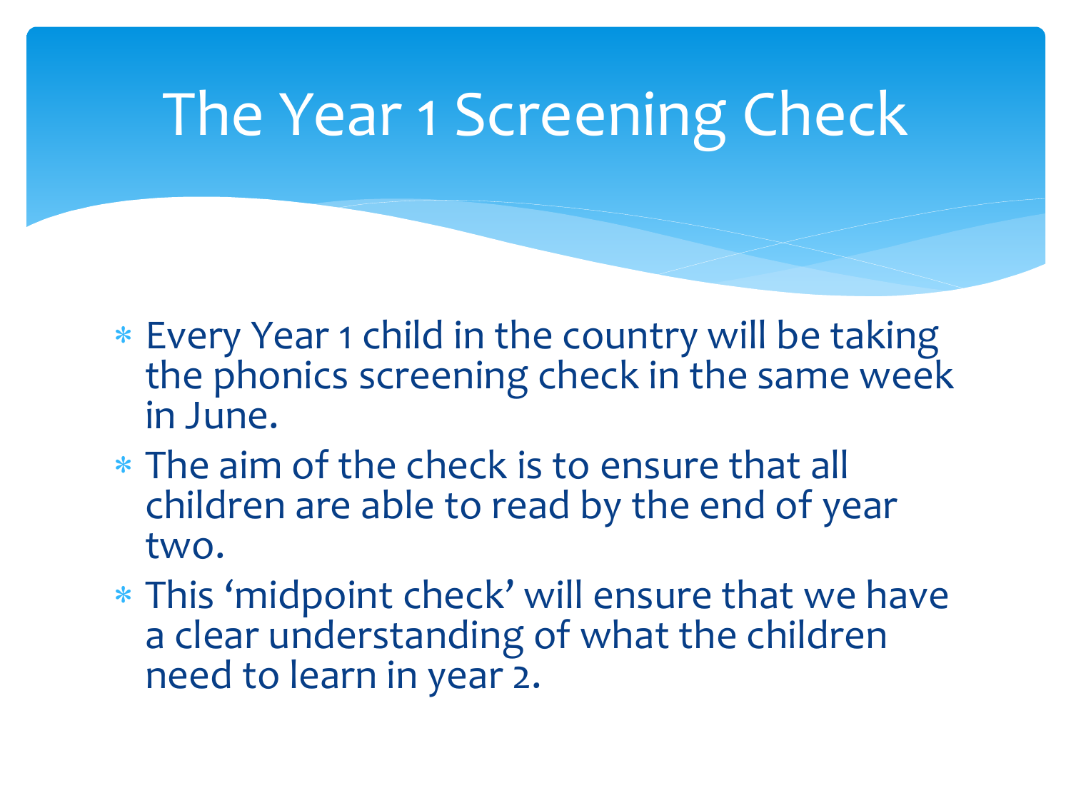# The Year 1 Screening Check

- Every Year 1 child in the country will be taking the phonics screening check in the same week in June.
- The aim of the check is to ensure that all children are able to read by the end of year two.
- This 'midpoint check' will ensure that we have a clear understanding of what the children need to learn in year 2.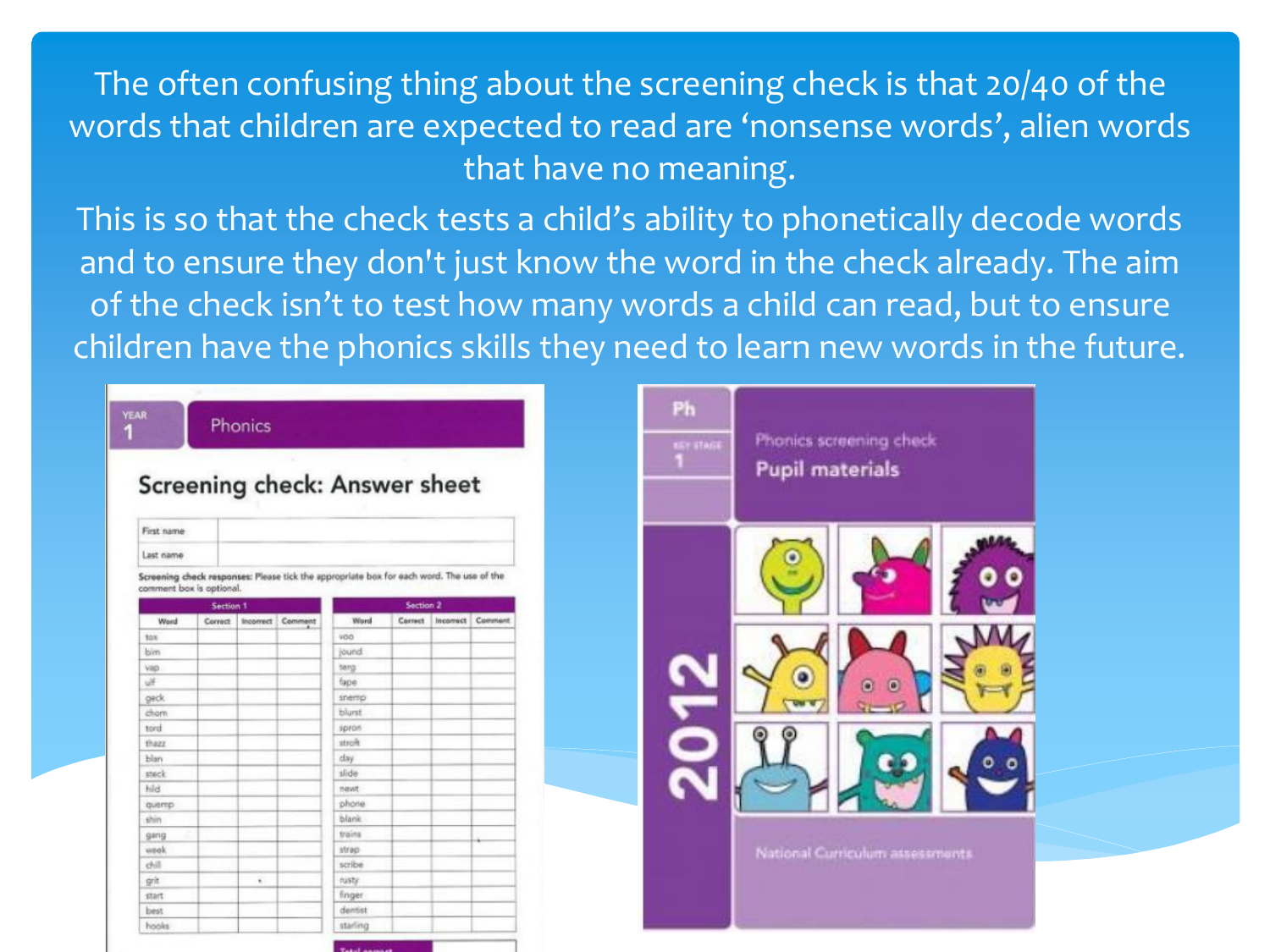The often confusing thing about the screening check is that 20/40 of the words that children are expected to read are 'nonsense words', alien words that have no meaning.

This is so that the check tests a child's ability to phonetically decode words and to ensure they don't just know the word in the check already. The aim of the check isn't to test how many words a child can read, but to ensure children have the phonics skills they need to learn new words in the future.

YEAR 1 Phonics

## Screening check: Answer sheet

| First name | |
|---|---|
| Last name | |

**Screening check responses:** Please tick the appropriate box for each word. The use of the comment box is optional.

| Section 1 | | | | Section 2 | | | |
|---|---|---|---|---|---|---|---|
| Word | Correct | Incorrect | Comment | Word | Correct | Incorrect | Comment |
| tox | | | | voo | | | |
| bim | | | | jound | | | |
| vap | | | | terg | | | |
| ulf | | | | fape | | | |
| geck | | | | snemp | | | |
| chom | | | | blurst | | | |
| tord | | | | spron | | | |
| thazz | | | | stroft | | | |
| blan | | | | day | | | |
| steck | | | | slide | | | |
| hild | | | | newt | | | |
| quemp | | | | phone | | | |
| shin | | | | blank | | | |
| gang | | | | trains | | | |
| week | | | | strap | | | |
| chill | | | | scribe | | | |
| grit | | | | rusty | | | |
| start | | | | finger | | | |
| best | | | | dentist | | | |
| hooks | | | | starling | | | |

Ph KEY STAGE 1

Phonics screening check

**Pupil materials**

2012

National Curriculum assessments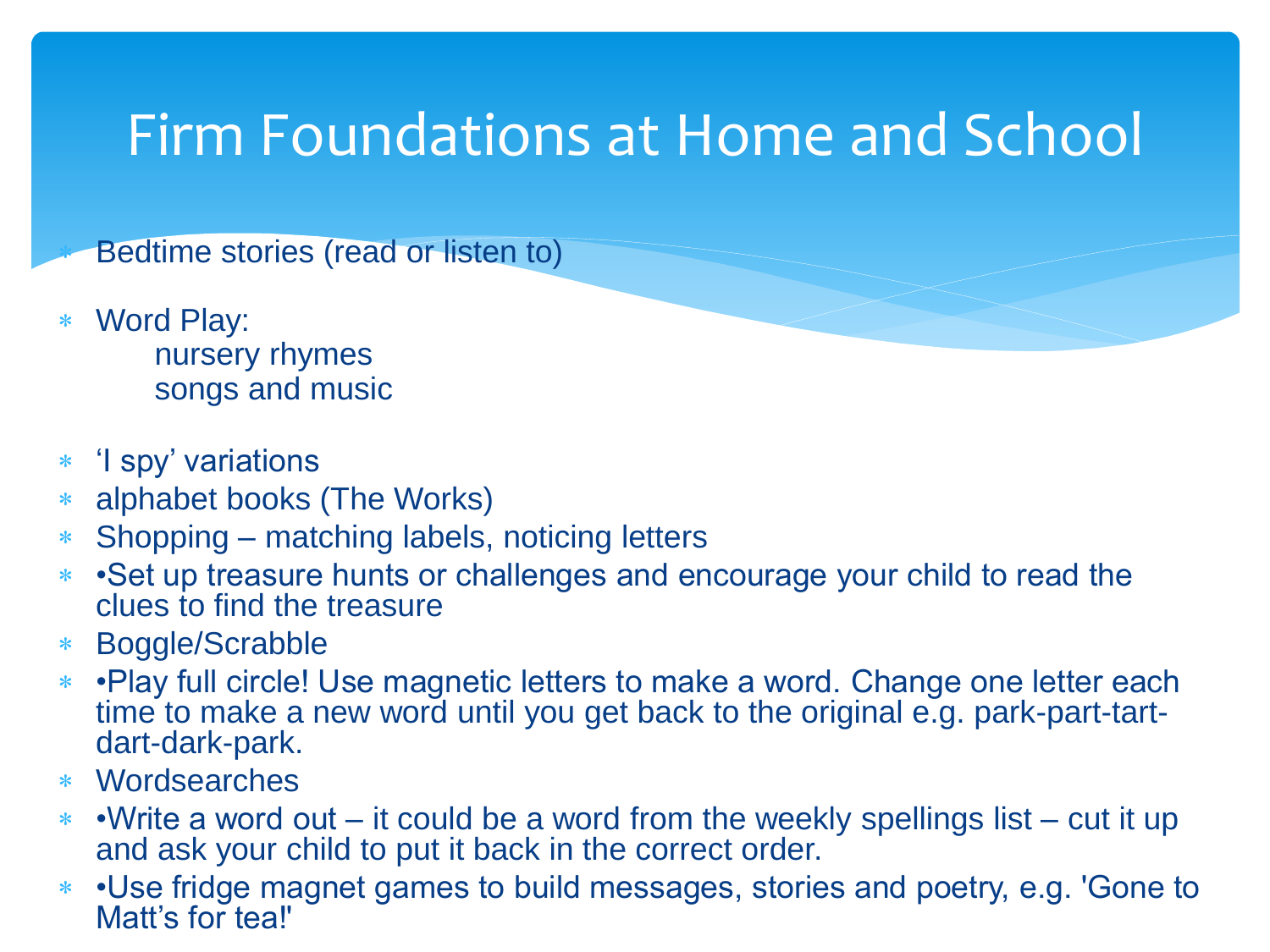# Firm Foundations at Home and School

- Bedtime stories (read or listen to)
- Word Play:
  - nursery rhymes
  - songs and music
- 'I spy' variations
- alphabet books (The Works)
- Shopping – matching labels, noticing letters
- •Set up treasure hunts or challenges and encourage your child to read the clues to find the treasure
- Boggle/Scrabble
- •Play full circle! Use magnetic letters to make a word. Change one letter each time to make a new word until you get back to the original e.g. park-part-tart-dart-dark-park.
- Wordsearches
- •Write a word out – it could be a word from the weekly spellings list – cut it up and ask your child to put it back in the correct order.
- •Use fridge magnet games to build messages, stories and poetry, e.g. 'Gone to Matt's for tea!'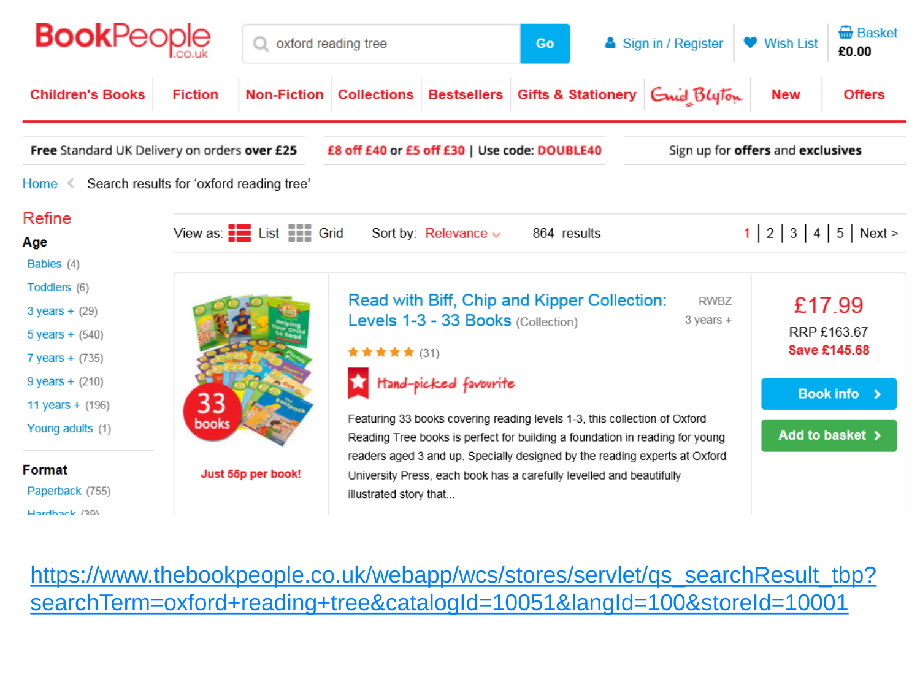BookPeople.co.uk

oxford reading tree | Go

Sign in / Register | Wish List | Basket £0.00

Children's Books | Fiction | Non-Fiction | Collections | Bestsellers | Gifts & Stationery | Enid Blyton | New | Offers

**Free** Standard UK Delivery on orders **over £25** | £8 off £40 or £5 off £30 | Use code: DOUBLE40 | Sign up for **offers** and **exclusives**

Home < Search results for 'oxford reading tree'

**Refine**

**Age**

- Babies (4)
- Toddlers (6)
- 3 years + (29)
- 5 years + (540)
- 7 years + (735)
- 9 years + (210)
- 11 years + (196)
- Young adults (1)

**Format**

- Paperback (755)
- Hardback (39)

View as: List Grid Sort by: Relevance 864 results 1 | 2 | 3 | 4 | 5 | Next >

33 books

**Just 55p per book!**

**Read with Biff, Chip and Kipper Collection: Levels 1-3 - 33 Books** (Collection) RWBZ 3 years +

★★★★★ (31)

Hand-picked favourite

Featuring 33 books covering reading levels 1-3, this collection of Oxford Reading Tree books is perfect for building a foundation in reading for young readers aged 3 and up. Specially designed by the reading experts at Oxford University Press, each book has a carefully levelled and beautifully illustrated story that...

£17.99

RRP £163.67

**Save £145.68**

Book info >

Add to basket >

https://www.thebookpeople.co.uk/webapp/wcs/stores/servlet/qs_searchResult_tbp?searchTerm=oxford+reading+tree&catalogId=10051&langId=100&storeId=10001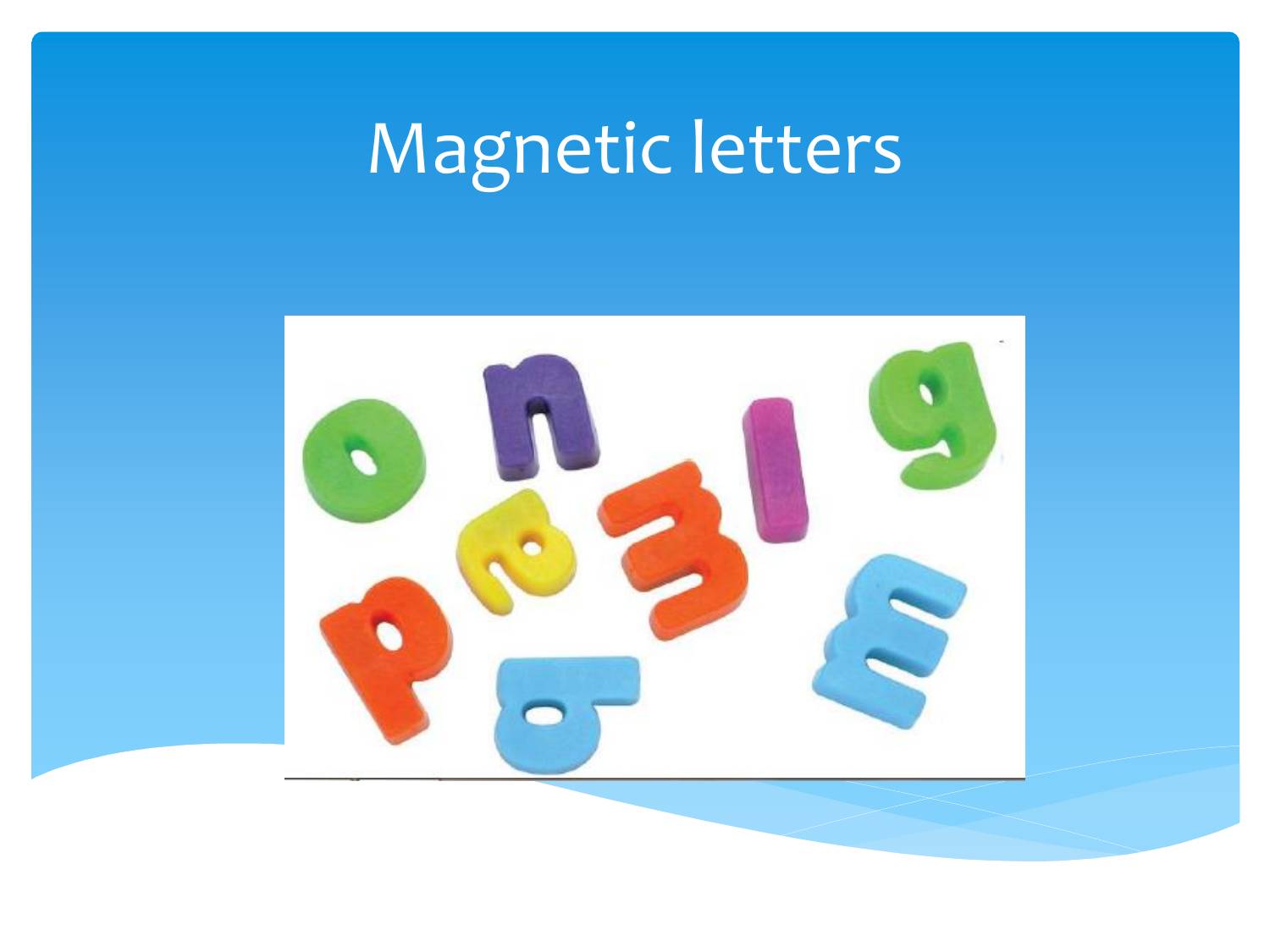# Magnetic letters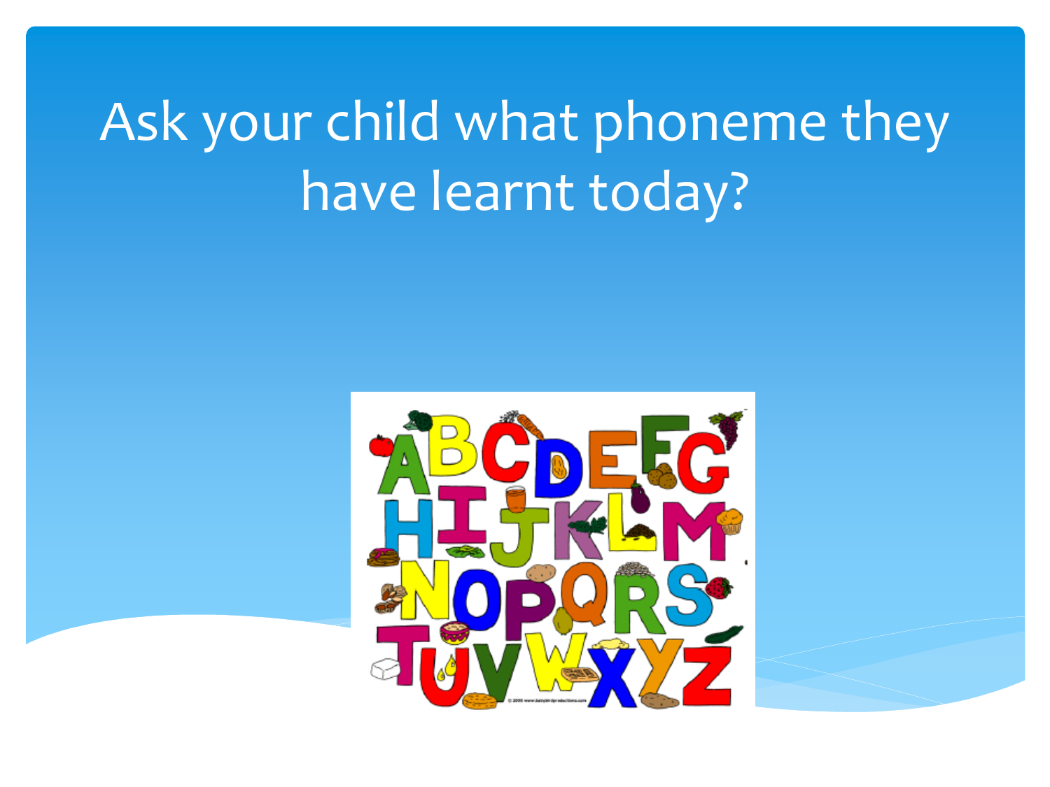# Ask your child what phoneme they have learnt today?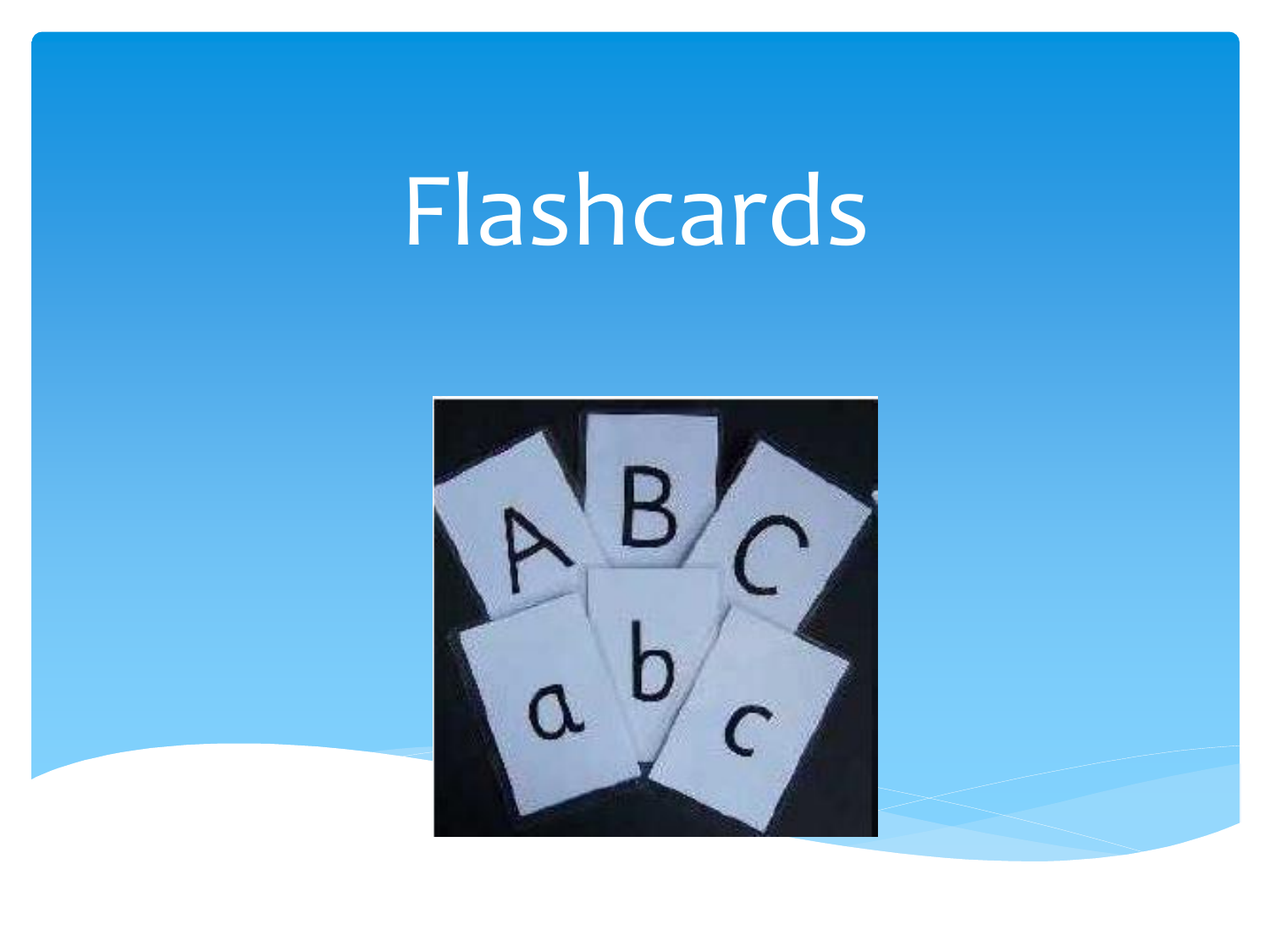# Flashcards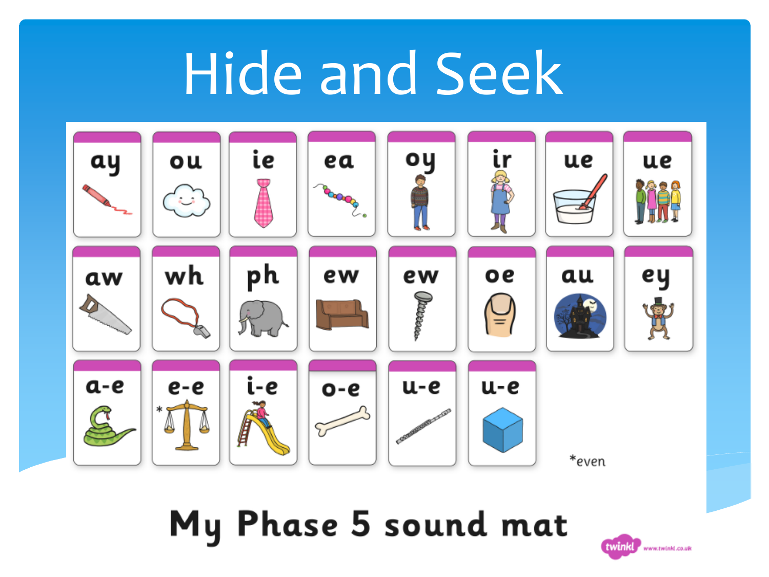# Hide and Seek

| ay | ou | ie | ea | oy | ir | ue | ue |
|---|---|---|---|---|---|---|---|
| aw | wh | ph | ew | ew | oe | au | ey |
| a-e | *e-e | i-e | o-e | u-e | u-e | | |

*even

**My Phase 5 sound mat**

twinkl www.twinkl.co.uk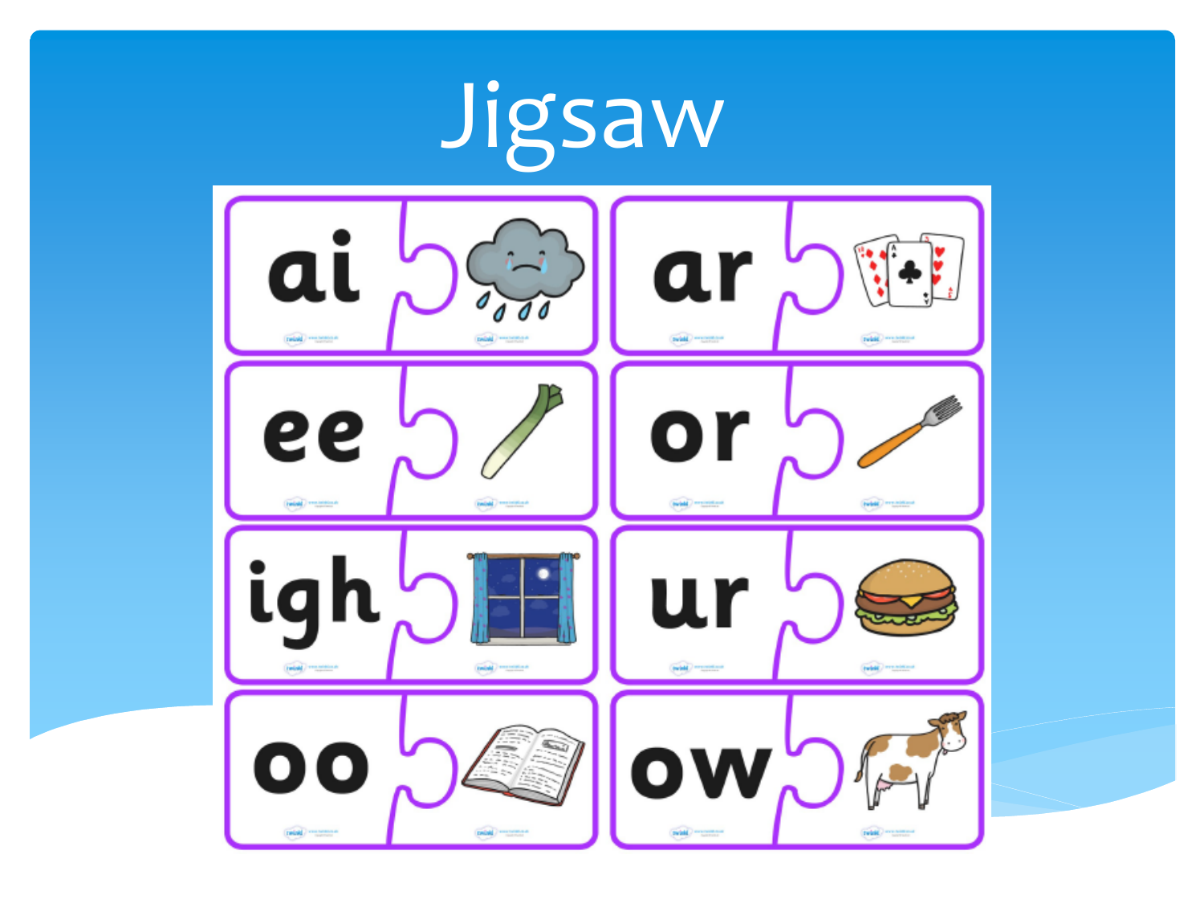# Jigsaw

ai

ar

ee

or

igh

ur

oo

ow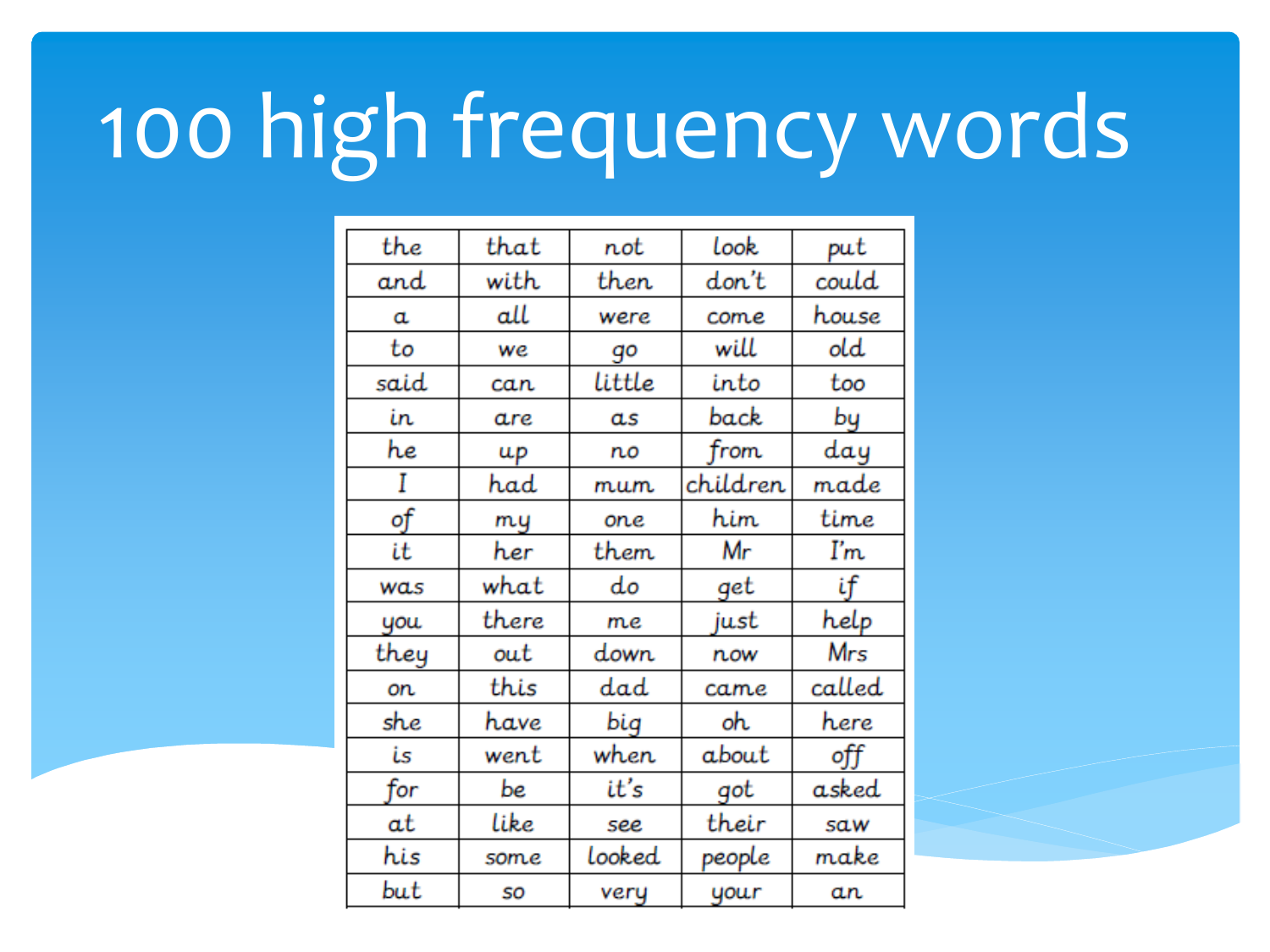# 100 high frequency words

| the | that | not | look | put |
|---|---|---|---|---|
| and | with | then | don't | could |
| a | all | were | come | house |
| to | we | go | will | old |
| said | can | little | into | too |
| in | are | as | back | by |
| he | up | no | from | day |
| I | had | mum | children | made |
| of | my | one | him | time |
| it | her | them | Mr | I'm |
| was | what | do | get | if |
| you | there | me | just | help |
| they | out | down | now | Mrs |
| on | this | dad | came | called |
| she | have | big | oh | here |
| is | went | when | about | off |
| for | be | it's | got | asked |
| at | like | see | their | saw |
| his | some | looked | people | make |
| but | so | very | your | an |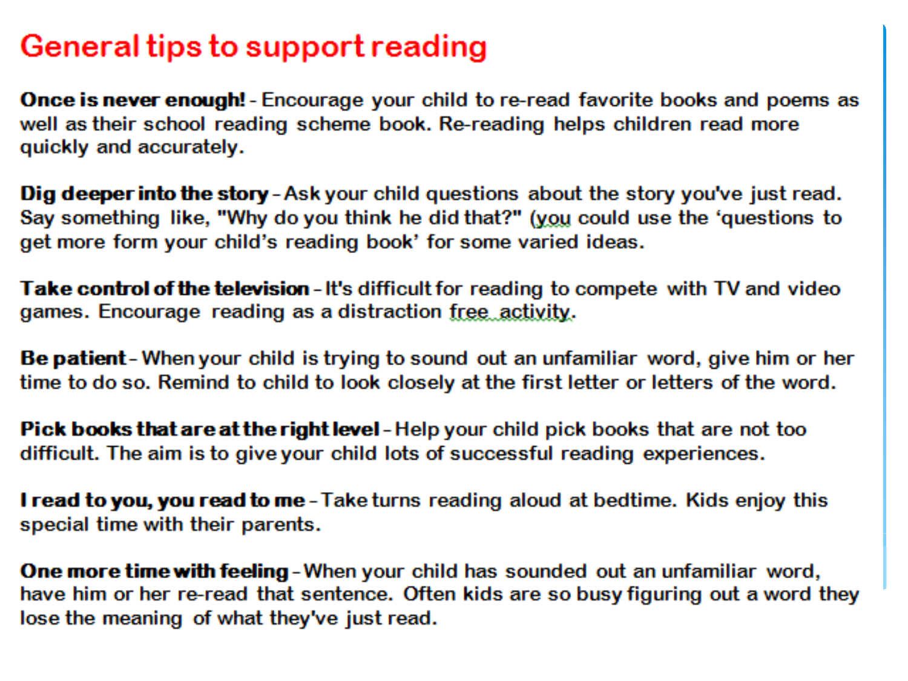# General tips to support reading

**Once is never enough!** - Encourage your child to re-read favorite books and poems as well as their school reading scheme book. Re-reading helps children read more quickly and accurately.

**Dig deeper into the story** - Ask your child questions about the story you've just read. Say something like, "Why do you think he did that?" (you could use the 'questions to get more form your child's reading book' for some varied ideas.

**Take control of the television** - It's difficult for reading to compete with TV and video games. Encourage reading as a distraction free activity.

**Be patient** - When your child is trying to sound out an unfamiliar word, give him or her time to do so. Remind to child to look closely at the first letter or letters of the word.

**Pick books that are at the right level** - Help your child pick books that are not too difficult. The aim is to give your child lots of successful reading experiences.

**I read to you, you read to me** - Take turns reading aloud at bedtime. Kids enjoy this special time with their parents.

**One more time with feeling** - When your child has sounded out an unfamiliar word, have him or her re-read that sentence. Often kids are so busy figuring out a word they lose the meaning of what they've just read.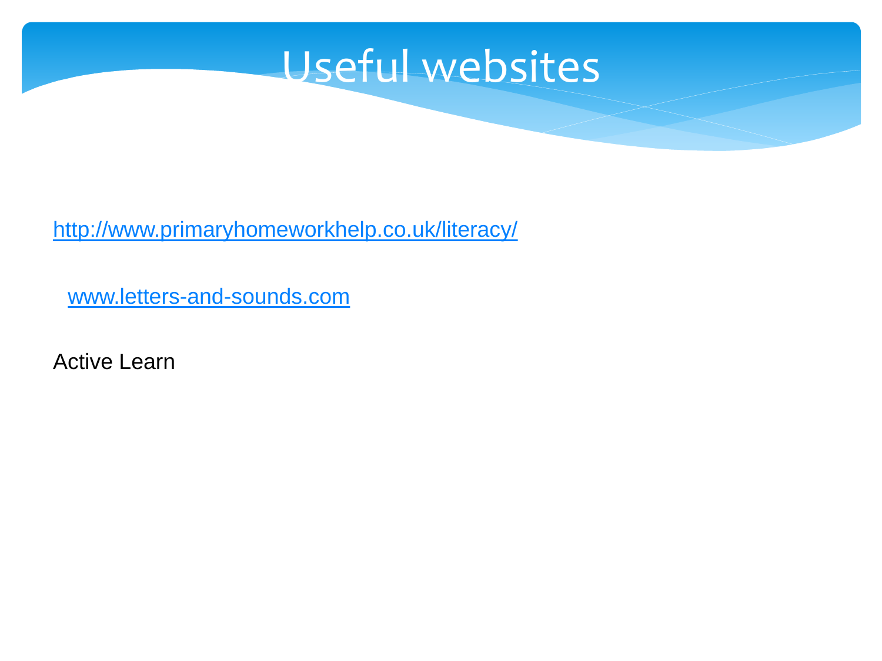# Useful websites

http://www.primaryhomeworkhelp.co.uk/literacy/

www.letters-and-sounds.com

Active Learn